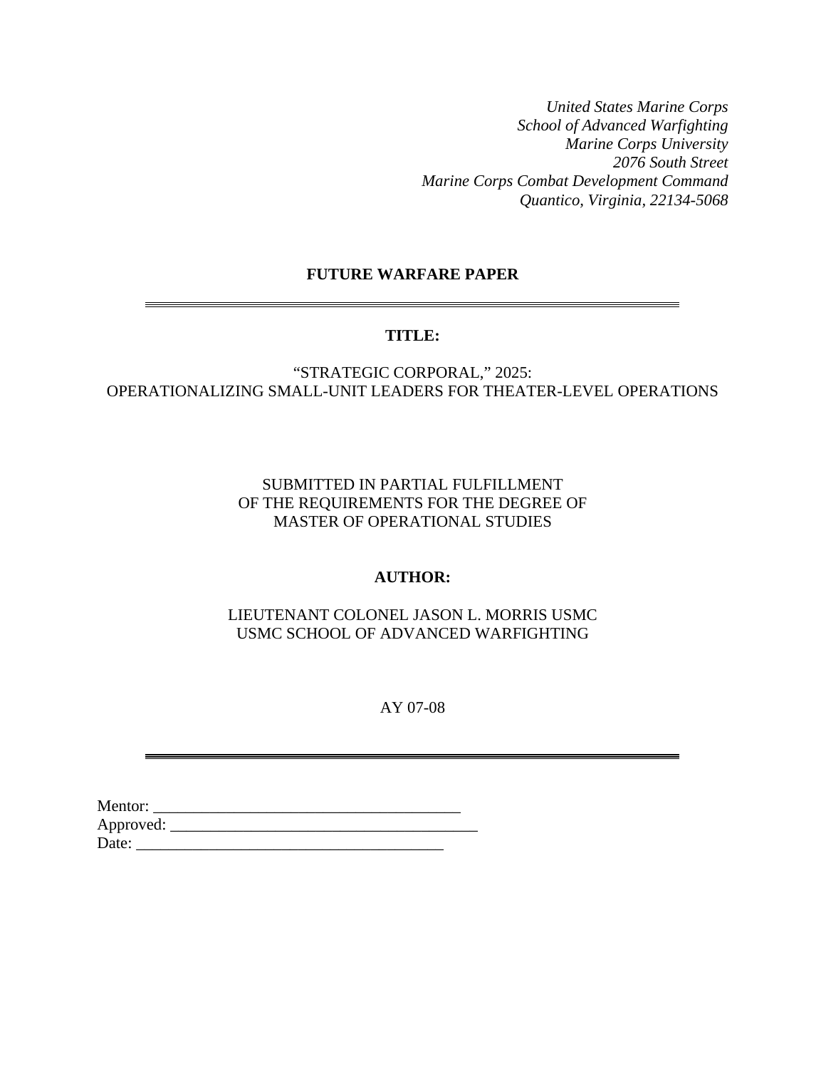*United States Marine Corps*
*School of Advanced Warfighting*
*Marine Corps University*
*2076 South Street*
*Marine Corps Combat Development Command*
*Quantico, Virginia, 22134-5068*

**FUTURE WARFARE PAPER**

---

**TITLE:**

"STRATEGIC CORPORAL," 2025:
OPERATIONALIZING SMALL-UNIT LEADERS FOR THEATER-LEVEL OPERATIONS

SUBMITTED IN PARTIAL FULFILLMENT
OF THE REQUIREMENTS FOR THE DEGREE OF
MASTER OF OPERATIONAL STUDIES

**AUTHOR:**

LIEUTENANT COLONEL JASON L. MORRIS USMC
USMC SCHOOL OF ADVANCED WARFIGHTING

AY 07-08

---

Mentor: ______________________________________
Approved: ______________________________________
Date: ______________________________________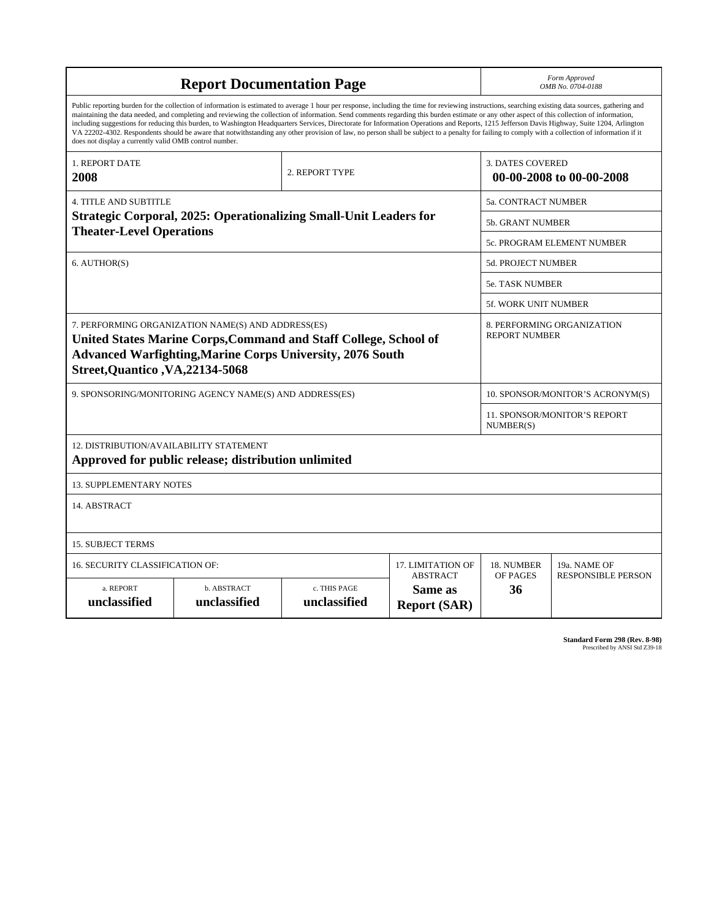# Report Documentation Page

*Form Approved*
*OMB No. 0704-0188*

Public reporting burden for the collection of information is estimated to average 1 hour per response, including the time for reviewing instructions, searching existing data sources, gathering and maintaining the data needed, and completing and reviewing the collection of information. Send comments regarding this burden estimate or any other aspect of this collection of information, including suggestions for reducing this burden, to Washington Headquarters Services, Directorate for Information Operations and Reports, 1215 Jefferson Davis Highway, Suite 1204, Arlington VA 22202-4302. Respondents should be aware that notwithstanding any other provision of law, no person shall be subject to a penalty for failing to comply with a collection of information if it does not display a currently valid OMB control number.

| 1. REPORT DATE | 2. REPORT TYPE | 3. DATES COVERED |
|---|---|---|
| **2008** | | **00-00-2008 to 00-00-2008** |

| 4. TITLE AND SUBTITLE | |
|---|---|
| **Strategic Corporal, 2025: Operationalizing Small-Unit Leaders for Theater-Level Operations** | 5a. CONTRACT NUMBER |
| | 5b. GRANT NUMBER |
| | 5c. PROGRAM ELEMENT NUMBER |
| 6. AUTHOR(S) | 5d. PROJECT NUMBER |
| | 5e. TASK NUMBER |
| | 5f. WORK UNIT NUMBER |
| 7. PERFORMING ORGANIZATION NAME(S) AND ADDRESS(ES) **United States Marine Corps,Command and Staff College, School of Advanced Warfighting,Marine Corps University, 2076 South Street,Quantico ,VA,22134-5068** | 8. PERFORMING ORGANIZATION REPORT NUMBER |
| 9. SPONSORING/MONITORING AGENCY NAME(S) AND ADDRESS(ES) | 10. SPONSOR/MONITOR'S ACRONYM(S) |
| | 11. SPONSOR/MONITOR'S REPORT NUMBER(S) |

12. DISTRIBUTION/AVAILABILITY STATEMENT
**Approved for public release; distribution unlimited**

13. SUPPLEMENTARY NOTES

14. ABSTRACT

15. SUBJECT TERMS

| 16. SECURITY CLASSIFICATION OF: | | | 17. LIMITATION OF ABSTRACT | 18. NUMBER OF PAGES | 19a. NAME OF RESPONSIBLE PERSON |
|---|---|---|---|---|---|
| a. REPORT | b. ABSTRACT | c. THIS PAGE | | | |
| **unclassified** | **unclassified** | **unclassified** | **Same as Report (SAR)** | **36** | |

**Standard Form 298 (Rev. 8-98)**
Prescribed by ANSI Std Z39-18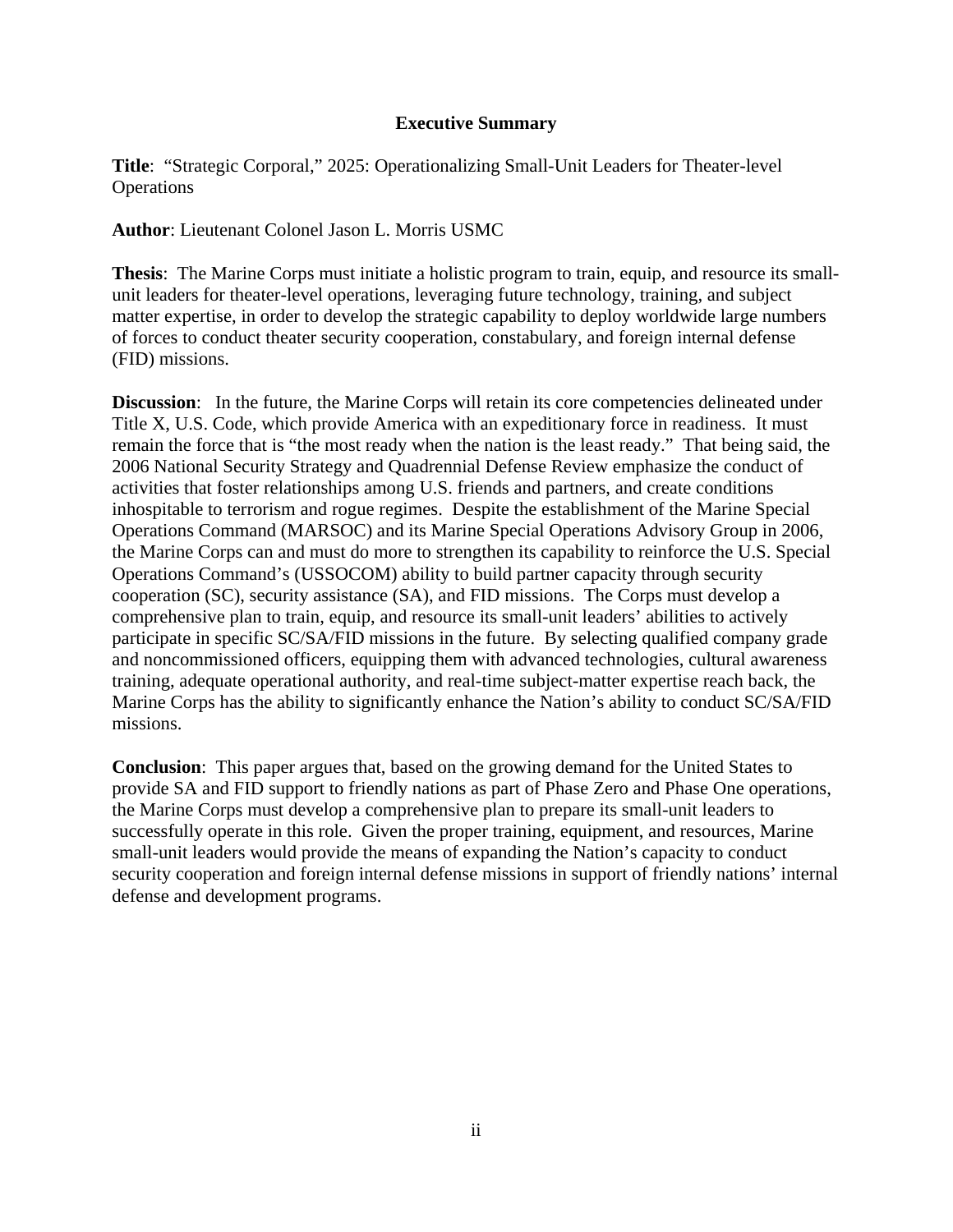## Executive Summary

**Title**: "Strategic Corporal," 2025: Operationalizing Small-Unit Leaders for Theater-level Operations

**Author**: Lieutenant Colonel Jason L. Morris USMC

**Thesis**: The Marine Corps must initiate a holistic program to train, equip, and resource its small-unit leaders for theater-level operations, leveraging future technology, training, and subject matter expertise, in order to develop the strategic capability to deploy worldwide large numbers of forces to conduct theater security cooperation, constabulary, and foreign internal defense (FID) missions.

**Discussion**: In the future, the Marine Corps will retain its core competencies delineated under Title X, U.S. Code, which provide America with an expeditionary force in readiness. It must remain the force that is "the most ready when the nation is the least ready." That being said, the 2006 National Security Strategy and Quadrennial Defense Review emphasize the conduct of activities that foster relationships among U.S. friends and partners, and create conditions inhospitable to terrorism and rogue regimes. Despite the establishment of the Marine Special Operations Command (MARSOC) and its Marine Special Operations Advisory Group in 2006, the Marine Corps can and must do more to strengthen its capability to reinforce the U.S. Special Operations Command's (USSOCOM) ability to build partner capacity through security cooperation (SC), security assistance (SA), and FID missions. The Corps must develop a comprehensive plan to train, equip, and resource its small-unit leaders' abilities to actively participate in specific SC/SA/FID missions in the future. By selecting qualified company grade and noncommissioned officers, equipping them with advanced technologies, cultural awareness training, adequate operational authority, and real-time subject-matter expertise reach back, the Marine Corps has the ability to significantly enhance the Nation's ability to conduct SC/SA/FID missions.

**Conclusion**: This paper argues that, based on the growing demand for the United States to provide SA and FID support to friendly nations as part of Phase Zero and Phase One operations, the Marine Corps must develop a comprehensive plan to prepare its small-unit leaders to successfully operate in this role. Given the proper training, equipment, and resources, Marine small-unit leaders would provide the means of expanding the Nation's capacity to conduct security cooperation and foreign internal defense missions in support of friendly nations' internal defense and development programs.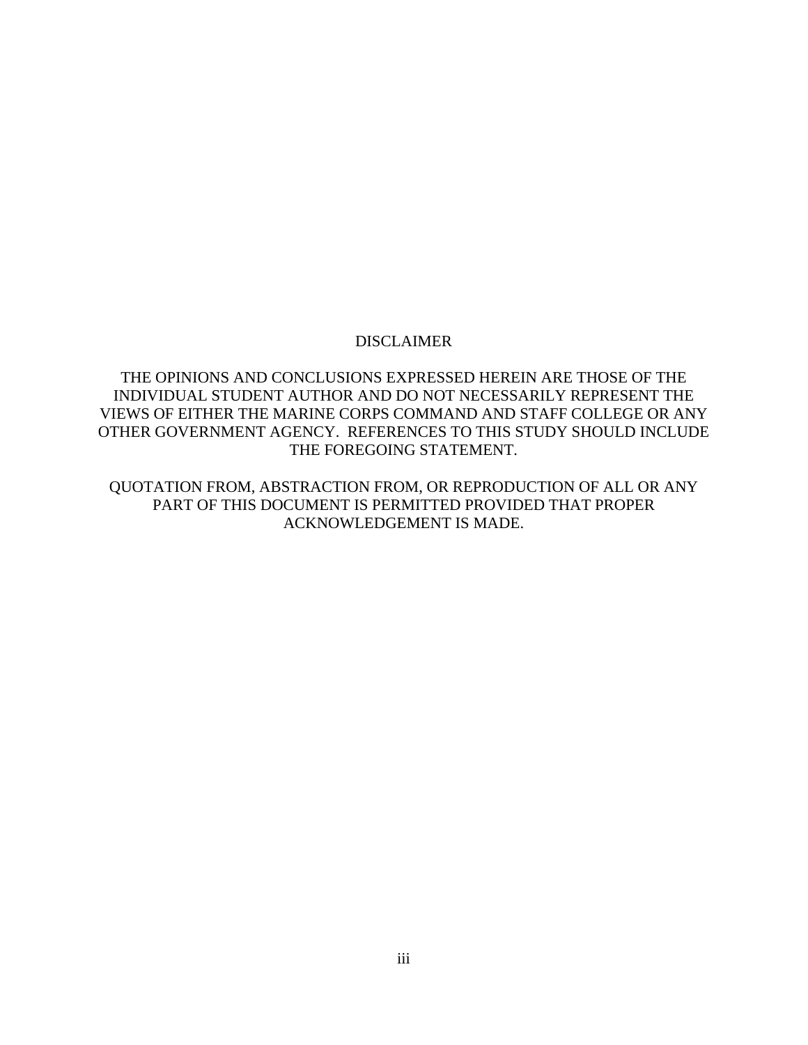# DISCLAIMER

THE OPINIONS AND CONCLUSIONS EXPRESSED HEREIN ARE THOSE OF THE INDIVIDUAL STUDENT AUTHOR AND DO NOT NECESSARILY REPRESENT THE VIEWS OF EITHER THE MARINE CORPS COMMAND AND STAFF COLLEGE OR ANY OTHER GOVERNMENT AGENCY. REFERENCES TO THIS STUDY SHOULD INCLUDE THE FOREGOING STATEMENT.

QUOTATION FROM, ABSTRACTION FROM, OR REPRODUCTION OF ALL OR ANY PART OF THIS DOCUMENT IS PERMITTED PROVIDED THAT PROPER ACKNOWLEDGEMENT IS MADE.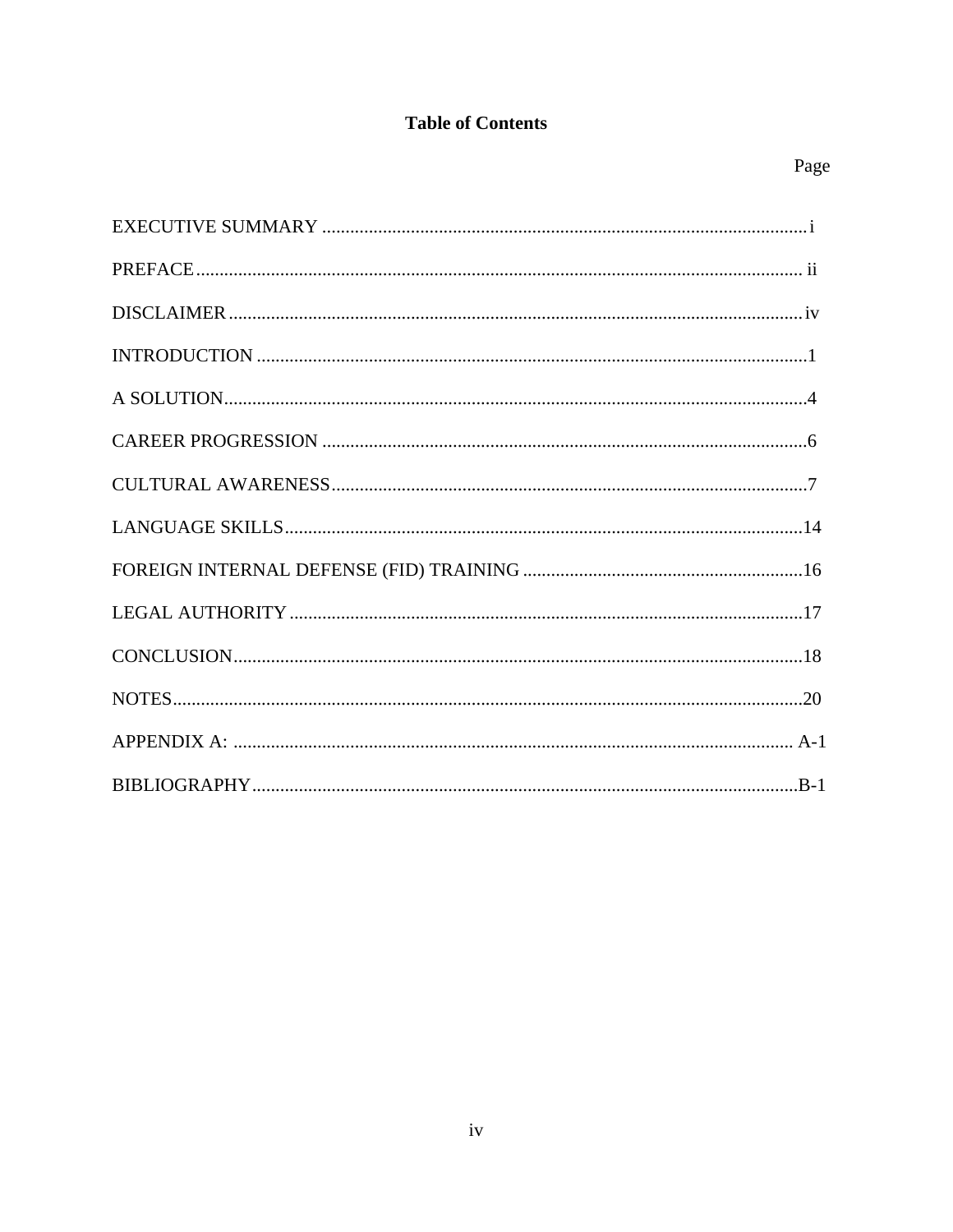# Table of Contents

| | Page |
|---|---|
| EXECUTIVE SUMMARY | i |
| PREFACE | ii |
| DISCLAIMER | iv |
| INTRODUCTION | 1 |
| A SOLUTION | 4 |
| CAREER PROGRESSION | 6 |
| CULTURAL AWARENESS | 7 |
| LANGUAGE SKILLS | 14 |
| FOREIGN INTERNAL DEFENSE (FID) TRAINING | 16 |
| LEGAL AUTHORITY | 17 |
| CONCLUSION | 18 |
| NOTES | 20 |
| APPENDIX A: | A-1 |
| BIBLIOGRAPHY | B-1 |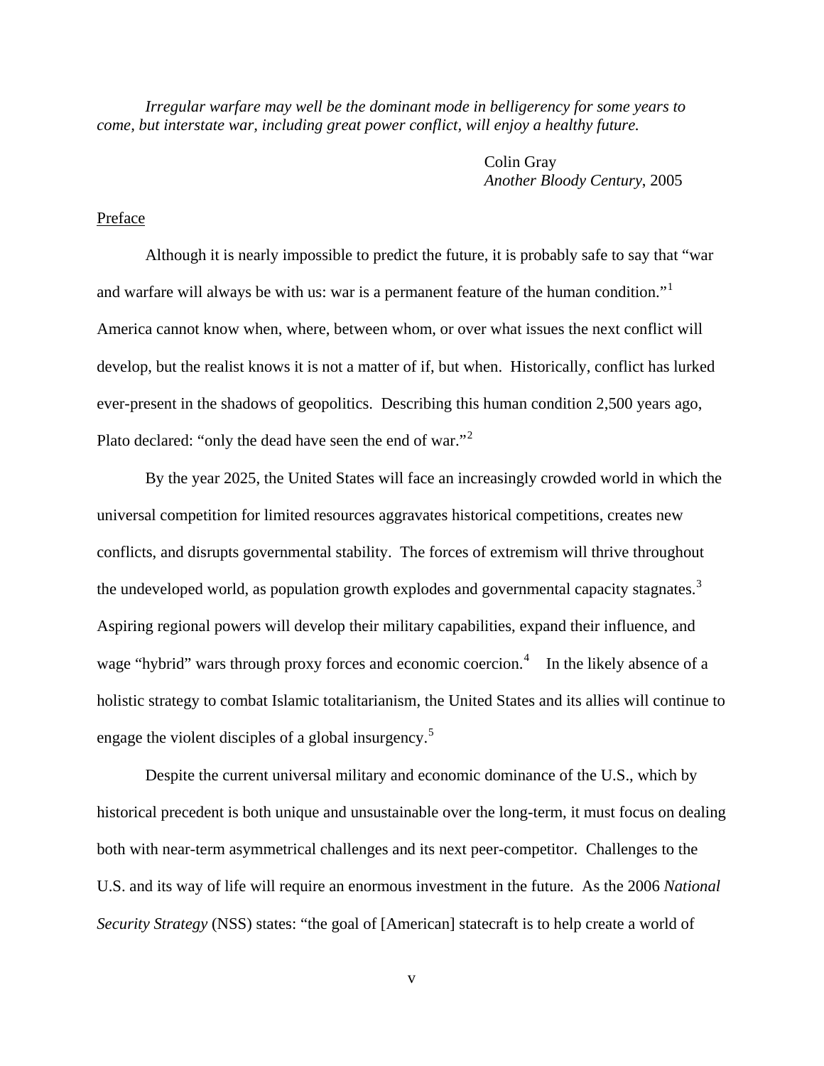*Irregular warfare may well be the dominant mode in belligerency for some years to come, but interstate war, including great power conflict, will enjoy a healthy future.*

Colin Gray
*Another Bloody Century*, 2005

## Preface

Although it is nearly impossible to predict the future, it is probably safe to say that "war and warfare will always be with us: war is a permanent feature of the human condition."[1] America cannot know when, where, between whom, or over what issues the next conflict will develop, but the realist knows it is not a matter of if, but when. Historically, conflict has lurked ever-present in the shadows of geopolitics. Describing this human condition 2,500 years ago, Plato declared: "only the dead have seen the end of war."[2]

By the year 2025, the United States will face an increasingly crowded world in which the universal competition for limited resources aggravates historical competitions, creates new conflicts, and disrupts governmental stability. The forces of extremism will thrive throughout the undeveloped world, as population growth explodes and governmental capacity stagnates.[3] Aspiring regional powers will develop their military capabilities, expand their influence, and wage "hybrid" wars through proxy forces and economic coercion.[4] In the likely absence of a holistic strategy to combat Islamic totalitarianism, the United States and its allies will continue to engage the violent disciples of a global insurgency.[5]

Despite the current universal military and economic dominance of the U.S., which by historical precedent is both unique and unsustainable over the long-term, it must focus on dealing both with near-term asymmetrical challenges and its next peer-competitor. Challenges to the U.S. and its way of life will require an enormous investment in the future. As the 2006 *National Security Strategy* (NSS) states: "the goal of [American] statecraft is to help create a world of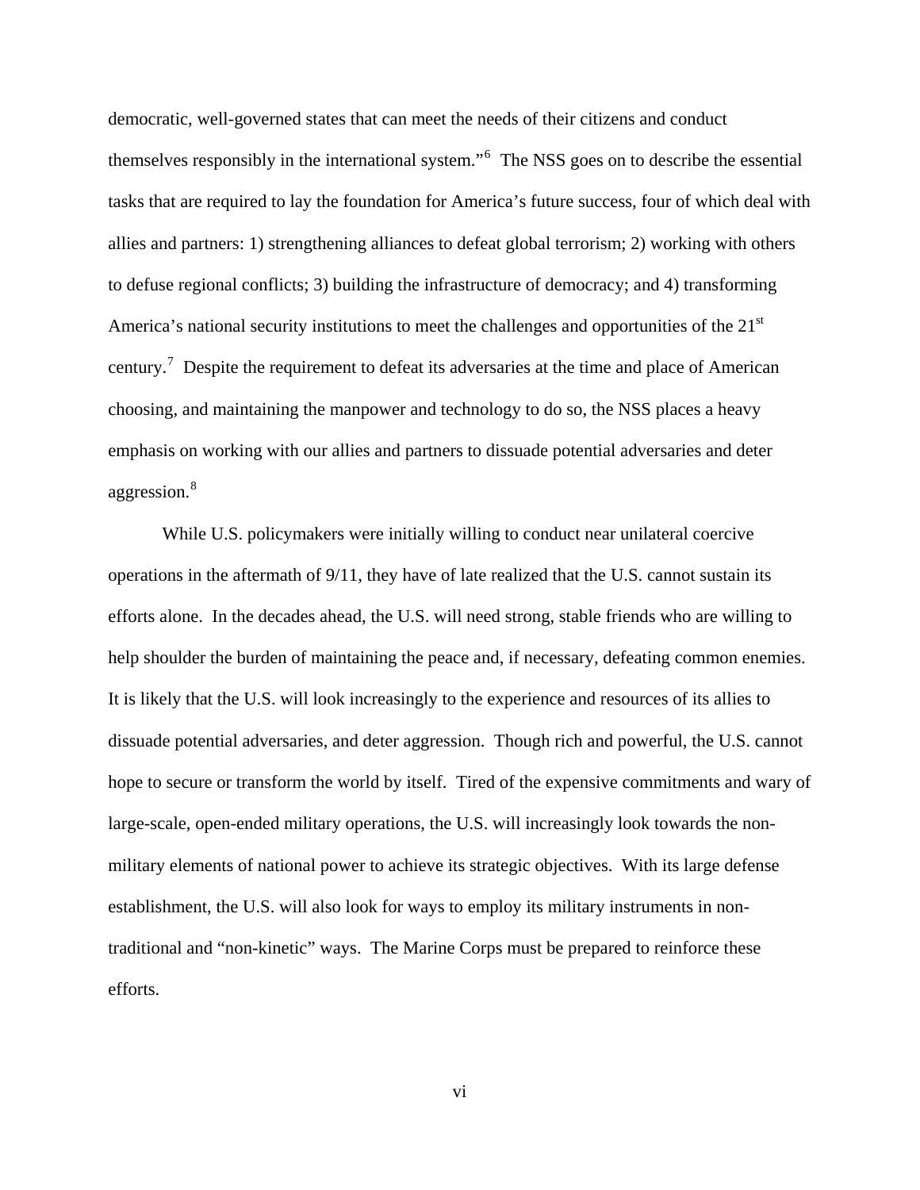democratic, well-governed states that can meet the needs of their citizens and conduct themselves responsibly in the international system."[6] The NSS goes on to describe the essential tasks that are required to lay the foundation for America's future success, four of which deal with allies and partners: 1) strengthening alliances to defeat global terrorism; 2) working with others to defuse regional conflicts; 3) building the infrastructure of democracy; and 4) transforming America's national security institutions to meet the challenges and opportunities of the 21st century.[7] Despite the requirement to defeat its adversaries at the time and place of American choosing, and maintaining the manpower and technology to do so, the NSS places a heavy emphasis on working with our allies and partners to dissuade potential adversaries and deter aggression.[8]

While U.S. policymakers were initially willing to conduct near unilateral coercive operations in the aftermath of 9/11, they have of late realized that the U.S. cannot sustain its efforts alone. In the decades ahead, the U.S. will need strong, stable friends who are willing to help shoulder the burden of maintaining the peace and, if necessary, defeating common enemies. It is likely that the U.S. will look increasingly to the experience and resources of its allies to dissuade potential adversaries, and deter aggression. Though rich and powerful, the U.S. cannot hope to secure or transform the world by itself. Tired of the expensive commitments and wary of large-scale, open-ended military operations, the U.S. will increasingly look towards the non-military elements of national power to achieve its strategic objectives. With its large defense establishment, the U.S. will also look for ways to employ its military instruments in non-traditional and "non-kinetic" ways. The Marine Corps must be prepared to reinforce these efforts.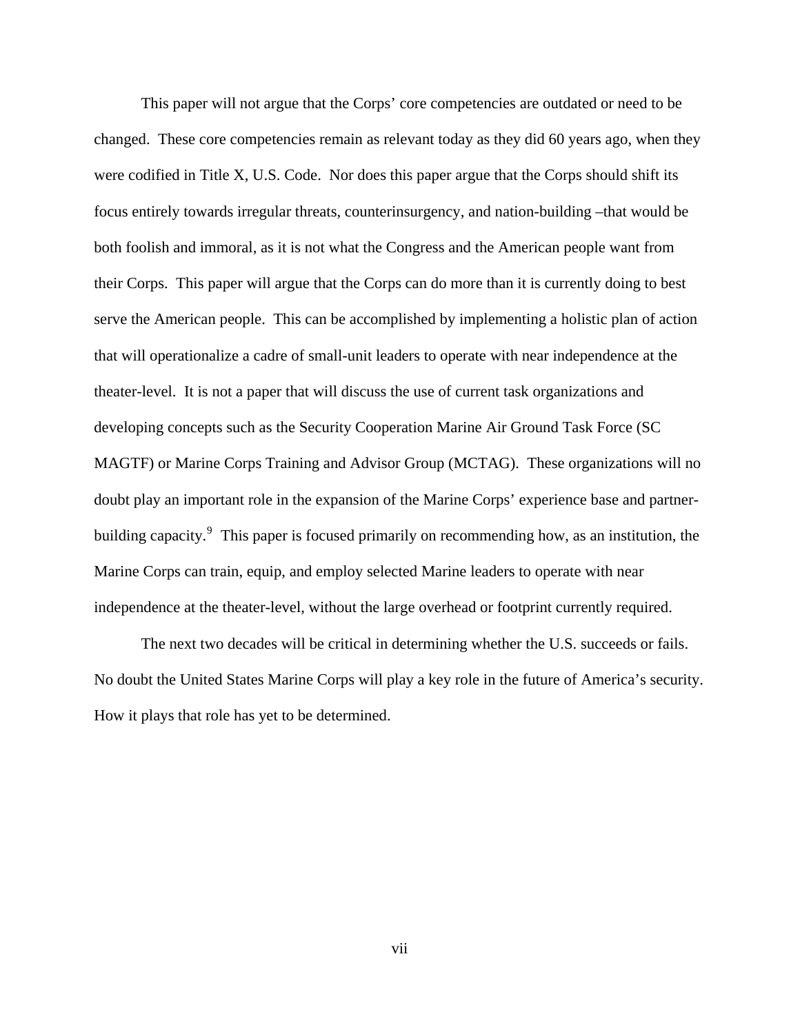This paper will not argue that the Corps' core competencies are outdated or need to be changed. These core competencies remain as relevant today as they did 60 years ago, when they were codified in Title X, U.S. Code. Nor does this paper argue that the Corps should shift its focus entirely towards irregular threats, counterinsurgency, and nation-building –that would be both foolish and immoral, as it is not what the Congress and the American people want from their Corps. This paper will argue that the Corps can do more than it is currently doing to best serve the American people. This can be accomplished by implementing a holistic plan of action that will operationalize a cadre of small-unit leaders to operate with near independence at the theater-level. It is not a paper that will discuss the use of current task organizations and developing concepts such as the Security Cooperation Marine Air Ground Task Force (SC MAGTF) or Marine Corps Training and Advisor Group (MCTAG). These organizations will no doubt play an important role in the expansion of the Marine Corps' experience base and partner-building capacity.[9] This paper is focused primarily on recommending how, as an institution, the Marine Corps can train, equip, and employ selected Marine leaders to operate with near independence at the theater-level, without the large overhead or footprint currently required.

The next two decades will be critical in determining whether the U.S. succeeds or fails. No doubt the United States Marine Corps will play a key role in the future of America's security. How it plays that role has yet to be determined.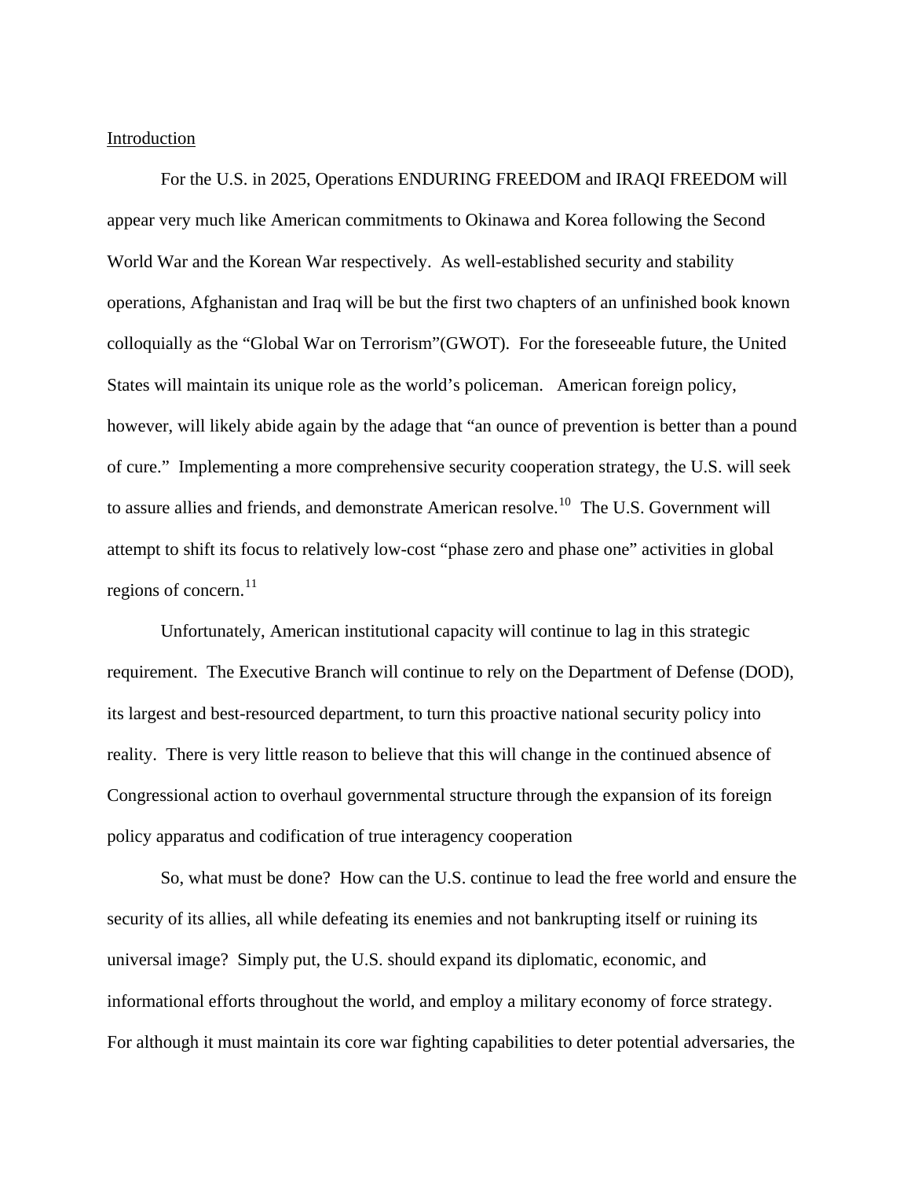## Introduction

For the U.S. in 2025, Operations ENDURING FREEDOM and IRAQI FREEDOM will appear very much like American commitments to Okinawa and Korea following the Second World War and the Korean War respectively. As well-established security and stability operations, Afghanistan and Iraq will be but the first two chapters of an unfinished book known colloquially as the "Global War on Terrorism"(GWOT). For the foreseeable future, the United States will maintain its unique role as the world's policeman. American foreign policy, however, will likely abide again by the adage that "an ounce of prevention is better than a pound of cure." Implementing a more comprehensive security cooperation strategy, the U.S. will seek to assure allies and friends, and demonstrate American resolve.[10] The U.S. Government will attempt to shift its focus to relatively low-cost "phase zero and phase one" activities in global regions of concern.[11]

Unfortunately, American institutional capacity will continue to lag in this strategic requirement. The Executive Branch will continue to rely on the Department of Defense (DOD), its largest and best-resourced department, to turn this proactive national security policy into reality. There is very little reason to believe that this will change in the continued absence of Congressional action to overhaul governmental structure through the expansion of its foreign policy apparatus and codification of true interagency cooperation

So, what must be done? How can the U.S. continue to lead the free world and ensure the security of its allies, all while defeating its enemies and not bankrupting itself or ruining its universal image? Simply put, the U.S. should expand its diplomatic, economic, and informational efforts throughout the world, and employ a military economy of force strategy. For although it must maintain its core war fighting capabilities to deter potential adversaries, the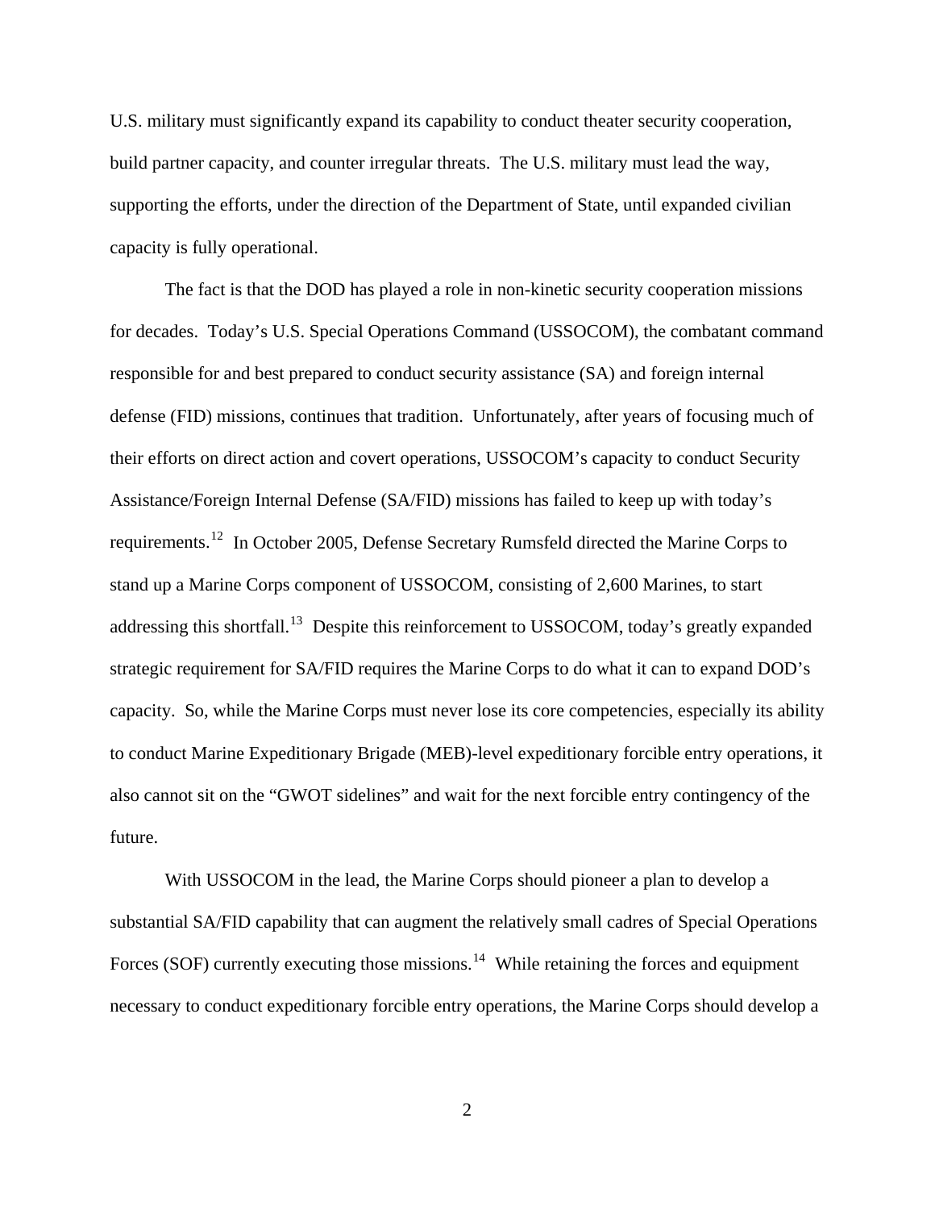U.S. military must significantly expand its capability to conduct theater security cooperation, build partner capacity, and counter irregular threats. The U.S. military must lead the way, supporting the efforts, under the direction of the Department of State, until expanded civilian capacity is fully operational.

The fact is that the DOD has played a role in non-kinetic security cooperation missions for decades. Today's U.S. Special Operations Command (USSOCOM), the combatant command responsible for and best prepared to conduct security assistance (SA) and foreign internal defense (FID) missions, continues that tradition. Unfortunately, after years of focusing much of their efforts on direct action and covert operations, USSOCOM's capacity to conduct Security Assistance/Foreign Internal Defense (SA/FID) missions has failed to keep up with today's requirements.[12] In October 2005, Defense Secretary Rumsfeld directed the Marine Corps to stand up a Marine Corps component of USSOCOM, consisting of 2,600 Marines, to start addressing this shortfall.[13] Despite this reinforcement to USSOCOM, today's greatly expanded strategic requirement for SA/FID requires the Marine Corps to do what it can to expand DOD's capacity. So, while the Marine Corps must never lose its core competencies, especially its ability to conduct Marine Expeditionary Brigade (MEB)-level expeditionary forcible entry operations, it also cannot sit on the "GWOT sidelines" and wait for the next forcible entry contingency of the future.

With USSOCOM in the lead, the Marine Corps should pioneer a plan to develop a substantial SA/FID capability that can augment the relatively small cadres of Special Operations Forces (SOF) currently executing those missions.[14] While retaining the forces and equipment necessary to conduct expeditionary forcible entry operations, the Marine Corps should develop a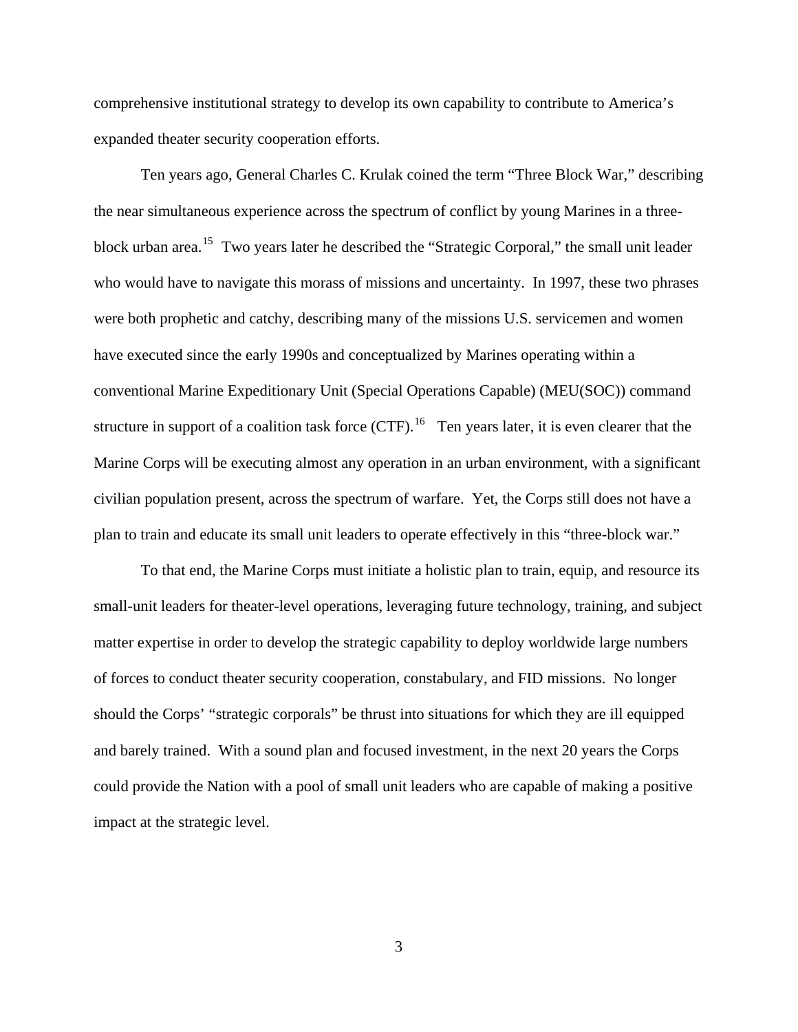comprehensive institutional strategy to develop its own capability to contribute to America's expanded theater security cooperation efforts.

Ten years ago, General Charles C. Krulak coined the term "Three Block War," describing the near simultaneous experience across the spectrum of conflict by young Marines in a three-block urban area.[15] Two years later he described the "Strategic Corporal," the small unit leader who would have to navigate this morass of missions and uncertainty. In 1997, these two phrases were both prophetic and catchy, describing many of the missions U.S. servicemen and women have executed since the early 1990s and conceptualized by Marines operating within a conventional Marine Expeditionary Unit (Special Operations Capable) (MEU(SOC)) command structure in support of a coalition task force (CTF).[16] Ten years later, it is even clearer that the Marine Corps will be executing almost any operation in an urban environment, with a significant civilian population present, across the spectrum of warfare. Yet, the Corps still does not have a plan to train and educate its small unit leaders to operate effectively in this "three-block war."

To that end, the Marine Corps must initiate a holistic plan to train, equip, and resource its small-unit leaders for theater-level operations, leveraging future technology, training, and subject matter expertise in order to develop the strategic capability to deploy worldwide large numbers of forces to conduct theater security cooperation, constabulary, and FID missions. No longer should the Corps' "strategic corporals" be thrust into situations for which they are ill equipped and barely trained. With a sound plan and focused investment, in the next 20 years the Corps could provide the Nation with a pool of small unit leaders who are capable of making a positive impact at the strategic level.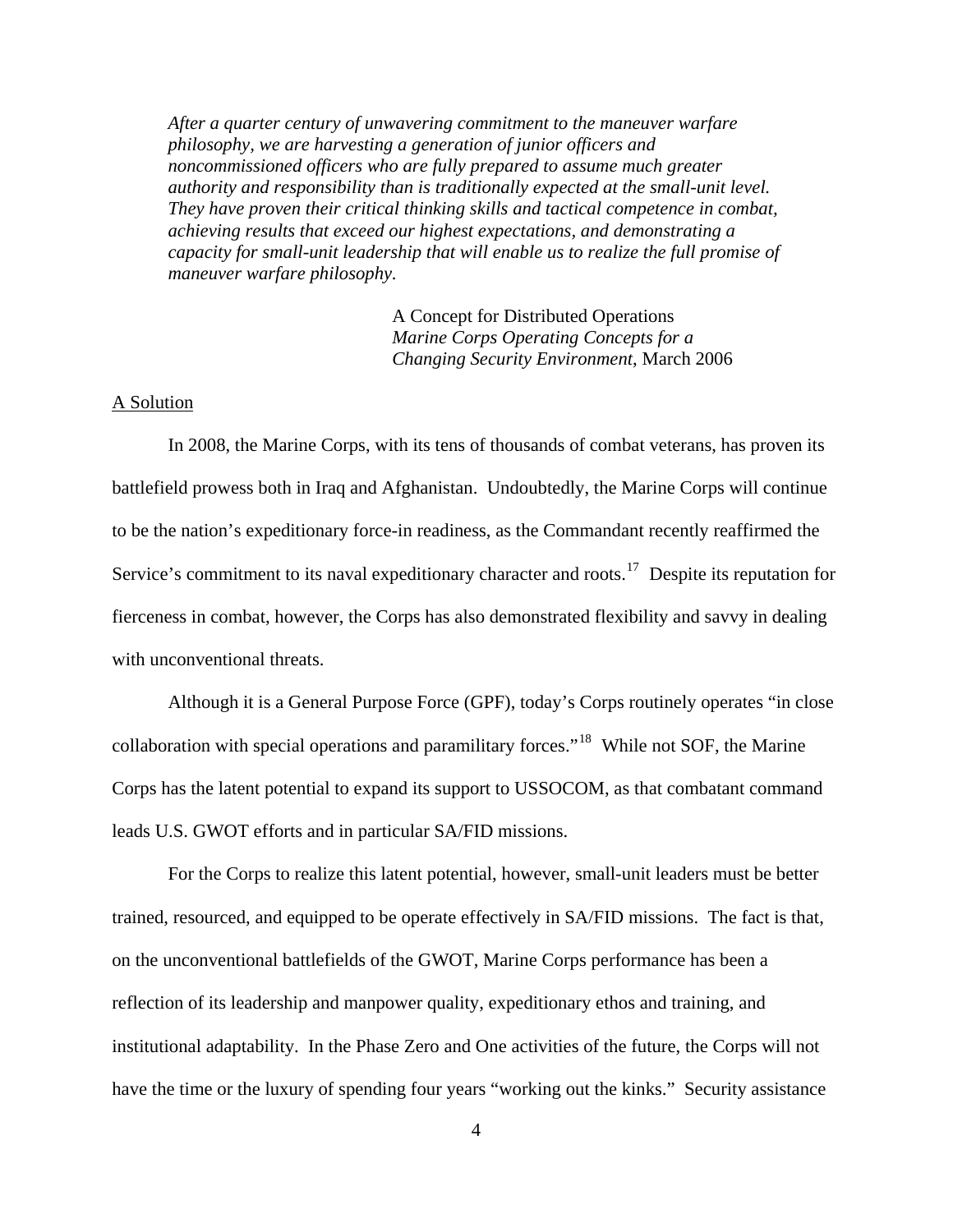*After a quarter century of unwavering commitment to the maneuver warfare philosophy, we are harvesting a generation of junior officers and noncommissioned officers who are fully prepared to assume much greater authority and responsibility than is traditionally expected at the small-unit level. They have proven their critical thinking skills and tactical competence in combat, achieving results that exceed our highest expectations, and demonstrating a capacity for small-unit leadership that will enable us to realize the full promise of maneuver warfare philosophy.*

> A Concept for Distributed Operations
> *Marine Corps Operating Concepts for a Changing Security Environment*, March 2006

## A Solution

In 2008, the Marine Corps, with its tens of thousands of combat veterans, has proven its battlefield prowess both in Iraq and Afghanistan. Undoubtedly, the Marine Corps will continue to be the nation's expeditionary force-in readiness, as the Commandant recently reaffirmed the Service's commitment to its naval expeditionary character and roots.[17] Despite its reputation for fierceness in combat, however, the Corps has also demonstrated flexibility and savvy in dealing with unconventional threats.

Although it is a General Purpose Force (GPF), today's Corps routinely operates "in close collaboration with special operations and paramilitary forces."[18] While not SOF, the Marine Corps has the latent potential to expand its support to USSOCOM, as that combatant command leads U.S. GWOT efforts and in particular SA/FID missions.

For the Corps to realize this latent potential, however, small-unit leaders must be better trained, resourced, and equipped to be operate effectively in SA/FID missions. The fact is that, on the unconventional battlefields of the GWOT, Marine Corps performance has been a reflection of its leadership and manpower quality, expeditionary ethos and training, and institutional adaptability. In the Phase Zero and One activities of the future, the Corps will not have the time or the luxury of spending four years "working out the kinks." Security assistance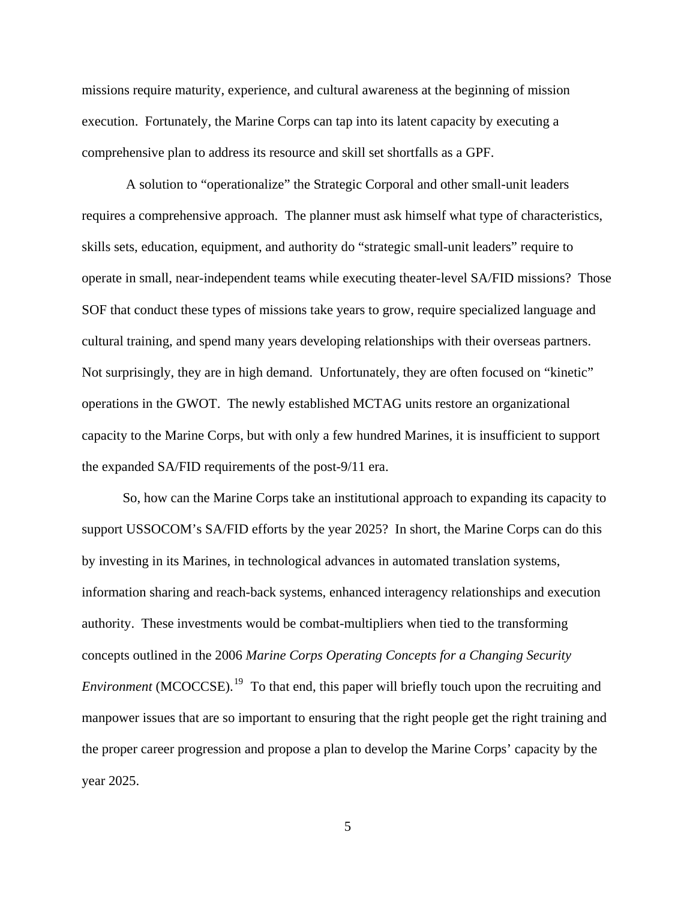missions require maturity, experience, and cultural awareness at the beginning of mission execution. Fortunately, the Marine Corps can tap into its latent capacity by executing a comprehensive plan to address its resource and skill set shortfalls as a GPF.

A solution to "operationalize" the Strategic Corporal and other small-unit leaders requires a comprehensive approach. The planner must ask himself what type of characteristics, skills sets, education, equipment, and authority do "strategic small-unit leaders" require to operate in small, near-independent teams while executing theater-level SA/FID missions? Those SOF that conduct these types of missions take years to grow, require specialized language and cultural training, and spend many years developing relationships with their overseas partners. Not surprisingly, they are in high demand. Unfortunately, they are often focused on "kinetic" operations in the GWOT. The newly established MCTAG units restore an organizational capacity to the Marine Corps, but with only a few hundred Marines, it is insufficient to support the expanded SA/FID requirements of the post-9/11 era.

So, how can the Marine Corps take an institutional approach to expanding its capacity to support USSOCOM's SA/FID efforts by the year 2025? In short, the Marine Corps can do this by investing in its Marines, in technological advances in automated translation systems, information sharing and reach-back systems, enhanced interagency relationships and execution authority. These investments would be combat-multipliers when tied to the transforming concepts outlined in the 2006 *Marine Corps Operating Concepts for a Changing Security Environment* (MCOCCSE).[19] To that end, this paper will briefly touch upon the recruiting and manpower issues that are so important to ensuring that the right people get the right training and the proper career progression and propose a plan to develop the Marine Corps' capacity by the year 2025.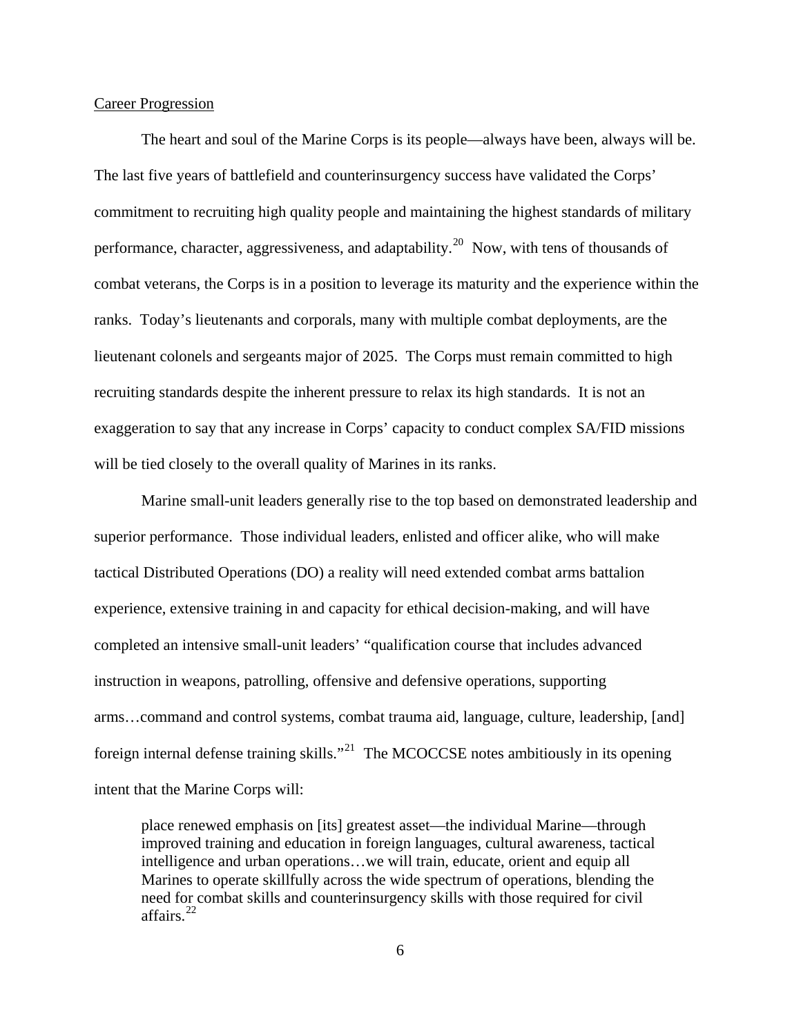Career Progression

The heart and soul of the Marine Corps is its people—always have been, always will be. The last five years of battlefield and counterinsurgency success have validated the Corps' commitment to recruiting high quality people and maintaining the highest standards of military performance, character, aggressiveness, and adaptability.[20] Now, with tens of thousands of combat veterans, the Corps is in a position to leverage its maturity and the experience within the ranks. Today's lieutenants and corporals, many with multiple combat deployments, are the lieutenant colonels and sergeants major of 2025. The Corps must remain committed to high recruiting standards despite the inherent pressure to relax its high standards. It is not an exaggeration to say that any increase in Corps' capacity to conduct complex SA/FID missions will be tied closely to the overall quality of Marines in its ranks.

Marine small-unit leaders generally rise to the top based on demonstrated leadership and superior performance. Those individual leaders, enlisted and officer alike, who will make tactical Distributed Operations (DO) a reality will need extended combat arms battalion experience, extensive training in and capacity for ethical decision-making, and will have completed an intensive small-unit leaders' "qualification course that includes advanced instruction in weapons, patrolling, offensive and defensive operations, supporting arms…command and control systems, combat trauma aid, language, culture, leadership, [and] foreign internal defense training skills."[21] The MCOCCSE notes ambitiously in its opening intent that the Marine Corps will:

> place renewed emphasis on [its] greatest asset—the individual Marine—through improved training and education in foreign languages, cultural awareness, tactical intelligence and urban operations…we will train, educate, orient and equip all Marines to operate skillfully across the wide spectrum of operations, blending the need for combat skills and counterinsurgency skills with those required for civil affairs.[22]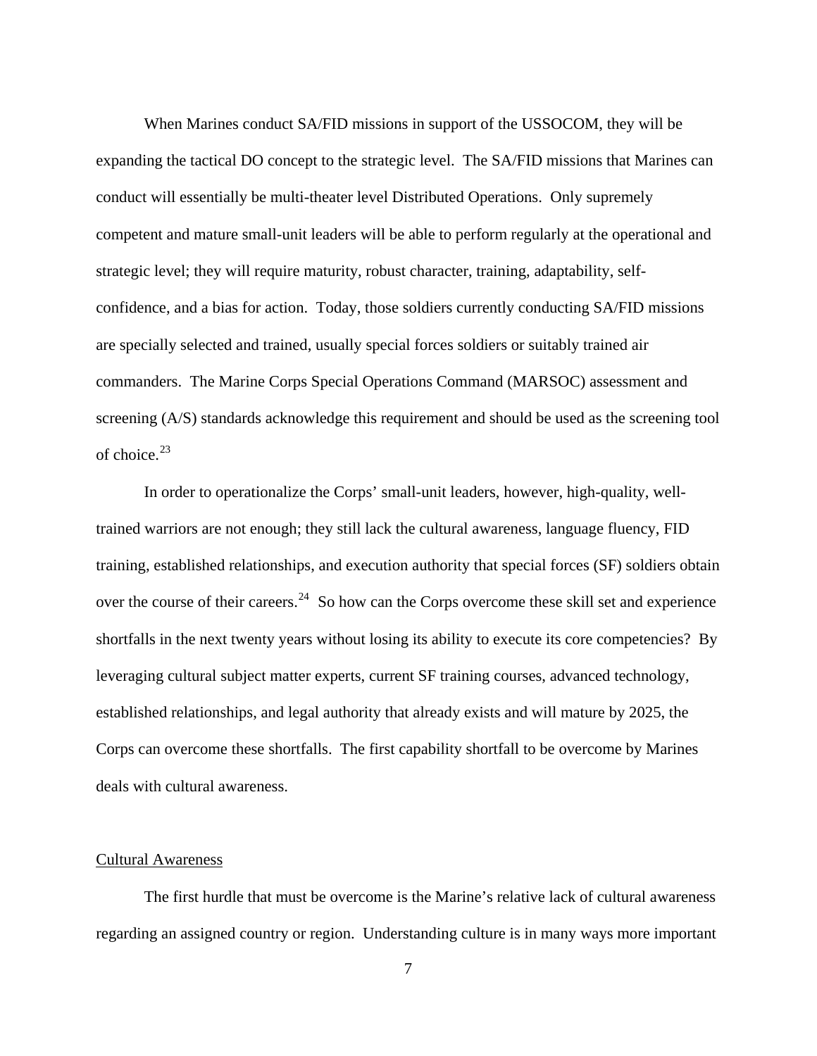When Marines conduct SA/FID missions in support of the USSOCOM, they will be expanding the tactical DO concept to the strategic level. The SA/FID missions that Marines can conduct will essentially be multi-theater level Distributed Operations. Only supremely competent and mature small-unit leaders will be able to perform regularly at the operational and strategic level; they will require maturity, robust character, training, adaptability, self-confidence, and a bias for action. Today, those soldiers currently conducting SA/FID missions are specially selected and trained, usually special forces soldiers or suitably trained air commanders. The Marine Corps Special Operations Command (MARSOC) assessment and screening (A/S) standards acknowledge this requirement and should be used as the screening tool of choice.[23]

In order to operationalize the Corps' small-unit leaders, however, high-quality, well-trained warriors are not enough; they still lack the cultural awareness, language fluency, FID training, established relationships, and execution authority that special forces (SF) soldiers obtain over the course of their careers.[24] So how can the Corps overcome these skill set and experience shortfalls in the next twenty years without losing its ability to execute its core competencies? By leveraging cultural subject matter experts, current SF training courses, advanced technology, established relationships, and legal authority that already exists and will mature by 2025, the Corps can overcome these shortfalls. The first capability shortfall to be overcome by Marines deals with cultural awareness.

## Cultural Awareness

The first hurdle that must be overcome is the Marine's relative lack of cultural awareness regarding an assigned country or region. Understanding culture is in many ways more important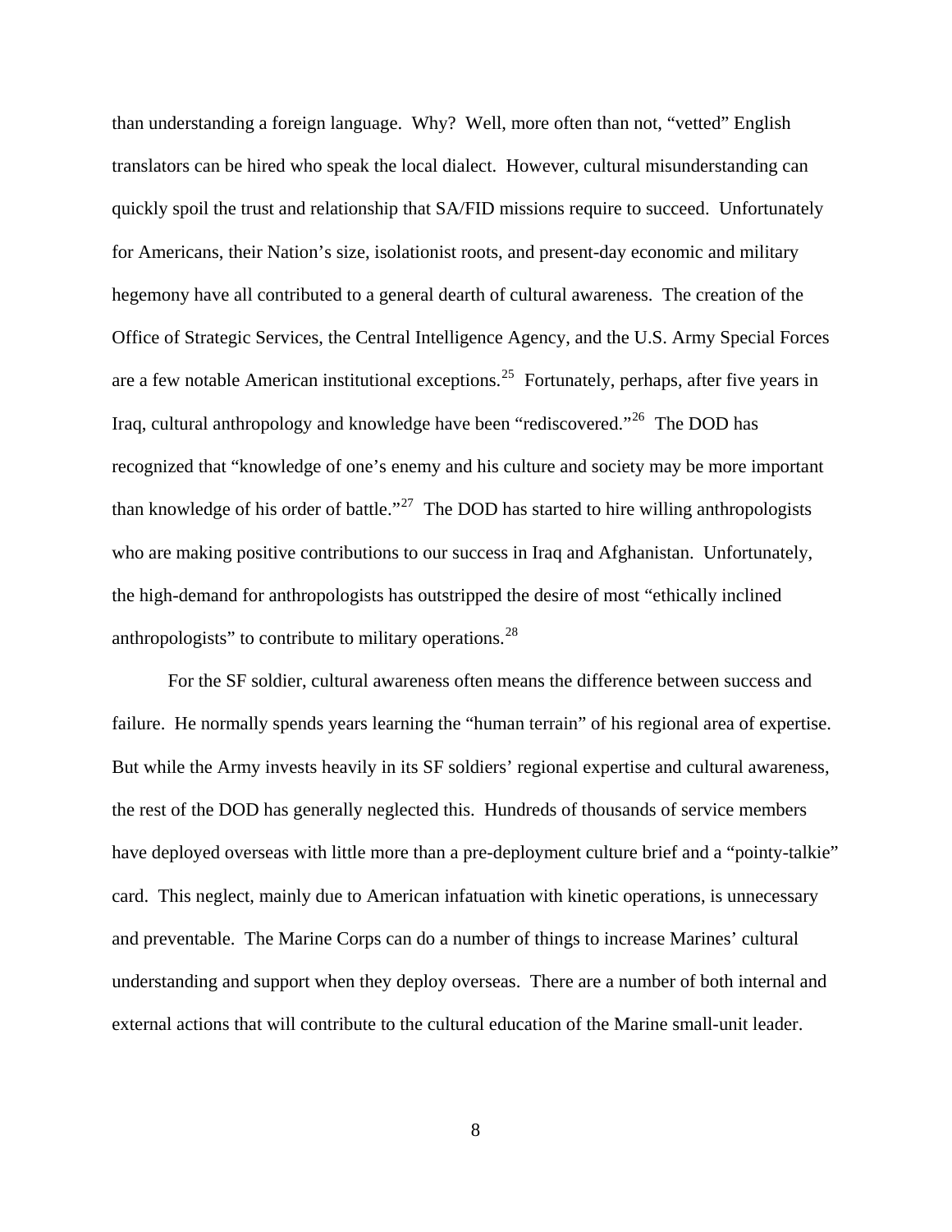than understanding a foreign language. Why? Well, more often than not, "vetted" English translators can be hired who speak the local dialect. However, cultural misunderstanding can quickly spoil the trust and relationship that SA/FID missions require to succeed. Unfortunately for Americans, their Nation's size, isolationist roots, and present-day economic and military hegemony have all contributed to a general dearth of cultural awareness. The creation of the Office of Strategic Services, the Central Intelligence Agency, and the U.S. Army Special Forces are a few notable American institutional exceptions.[25] Fortunately, perhaps, after five years in Iraq, cultural anthropology and knowledge have been "rediscovered."[26] The DOD has recognized that "knowledge of one's enemy and his culture and society may be more important than knowledge of his order of battle."[27] The DOD has started to hire willing anthropologists who are making positive contributions to our success in Iraq and Afghanistan. Unfortunately, the high-demand for anthropologists has outstripped the desire of most "ethically inclined anthropologists" to contribute to military operations.[28]

For the SF soldier, cultural awareness often means the difference between success and failure. He normally spends years learning the "human terrain" of his regional area of expertise. But while the Army invests heavily in its SF soldiers' regional expertise and cultural awareness, the rest of the DOD has generally neglected this. Hundreds of thousands of service members have deployed overseas with little more than a pre-deployment culture brief and a "pointy-talkie" card. This neglect, mainly due to American infatuation with kinetic operations, is unnecessary and preventable. The Marine Corps can do a number of things to increase Marines' cultural understanding and support when they deploy overseas. There are a number of both internal and external actions that will contribute to the cultural education of the Marine small-unit leader.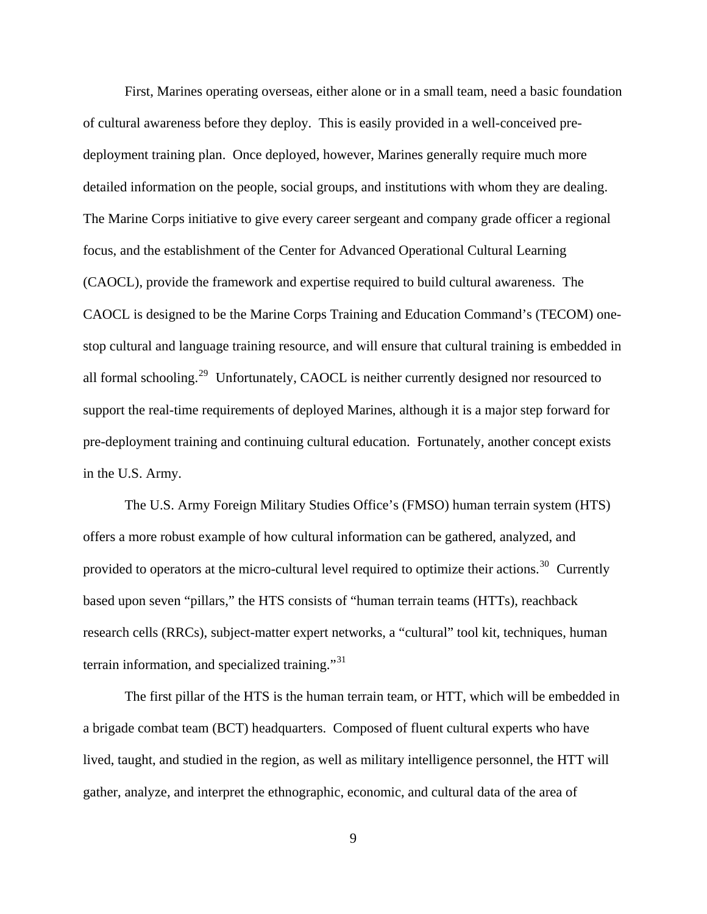First, Marines operating overseas, either alone or in a small team, need a basic foundation of cultural awareness before they deploy. This is easily provided in a well-conceived pre-deployment training plan. Once deployed, however, Marines generally require much more detailed information on the people, social groups, and institutions with whom they are dealing. The Marine Corps initiative to give every career sergeant and company grade officer a regional focus, and the establishment of the Center for Advanced Operational Cultural Learning (CAOCL), provide the framework and expertise required to build cultural awareness. The CAOCL is designed to be the Marine Corps Training and Education Command's (TECOM) one-stop cultural and language training resource, and will ensure that cultural training is embedded in all formal schooling.[29] Unfortunately, CAOCL is neither currently designed nor resourced to support the real-time requirements of deployed Marines, although it is a major step forward for pre-deployment training and continuing cultural education. Fortunately, another concept exists in the U.S. Army.

The U.S. Army Foreign Military Studies Office's (FMSO) human terrain system (HTS) offers a more robust example of how cultural information can be gathered, analyzed, and provided to operators at the micro-cultural level required to optimize their actions.[30] Currently based upon seven "pillars," the HTS consists of "human terrain teams (HTTs), reachback research cells (RRCs), subject-matter expert networks, a "cultural" tool kit, techniques, human terrain information, and specialized training."[31]

The first pillar of the HTS is the human terrain team, or HTT, which will be embedded in a brigade combat team (BCT) headquarters. Composed of fluent cultural experts who have lived, taught, and studied in the region, as well as military intelligence personnel, the HTT will gather, analyze, and interpret the ethnographic, economic, and cultural data of the area of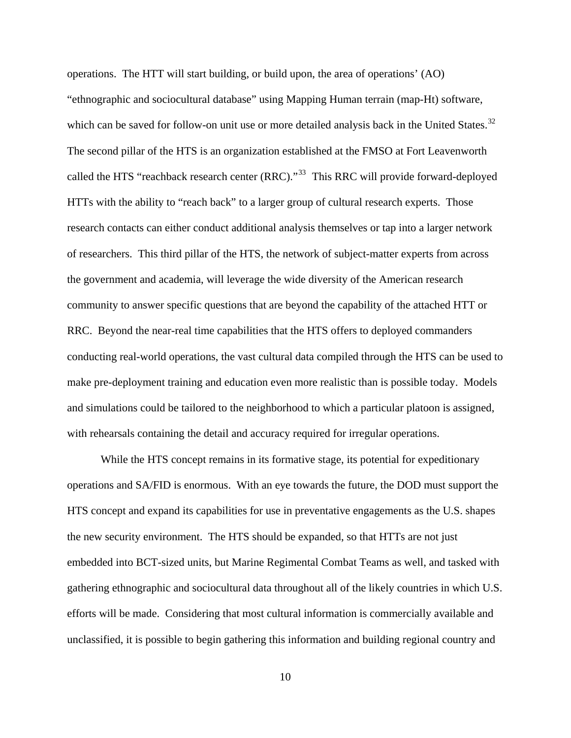operations. The HTT will start building, or build upon, the area of operations' (AO) "ethnographic and sociocultural database" using Mapping Human terrain (map-Ht) software, which can be saved for follow-on unit use or more detailed analysis back in the United States.[32] The second pillar of the HTS is an organization established at the FMSO at Fort Leavenworth called the HTS "reachback research center (RRC)."[33] This RRC will provide forward-deployed HTTs with the ability to "reach back" to a larger group of cultural research experts. Those research contacts can either conduct additional analysis themselves or tap into a larger network of researchers. This third pillar of the HTS, the network of subject-matter experts from across the government and academia, will leverage the wide diversity of the American research community to answer specific questions that are beyond the capability of the attached HTT or RRC. Beyond the near-real time capabilities that the HTS offers to deployed commanders conducting real-world operations, the vast cultural data compiled through the HTS can be used to make pre-deployment training and education even more realistic than is possible today. Models and simulations could be tailored to the neighborhood to which a particular platoon is assigned, with rehearsals containing the detail and accuracy required for irregular operations.

While the HTS concept remains in its formative stage, its potential for expeditionary operations and SA/FID is enormous. With an eye towards the future, the DOD must support the HTS concept and expand its capabilities for use in preventative engagements as the U.S. shapes the new security environment. The HTS should be expanded, so that HTTs are not just embedded into BCT-sized units, but Marine Regimental Combat Teams as well, and tasked with gathering ethnographic and sociocultural data throughout all of the likely countries in which U.S. efforts will be made. Considering that most cultural information is commercially available and unclassified, it is possible to begin gathering this information and building regional country and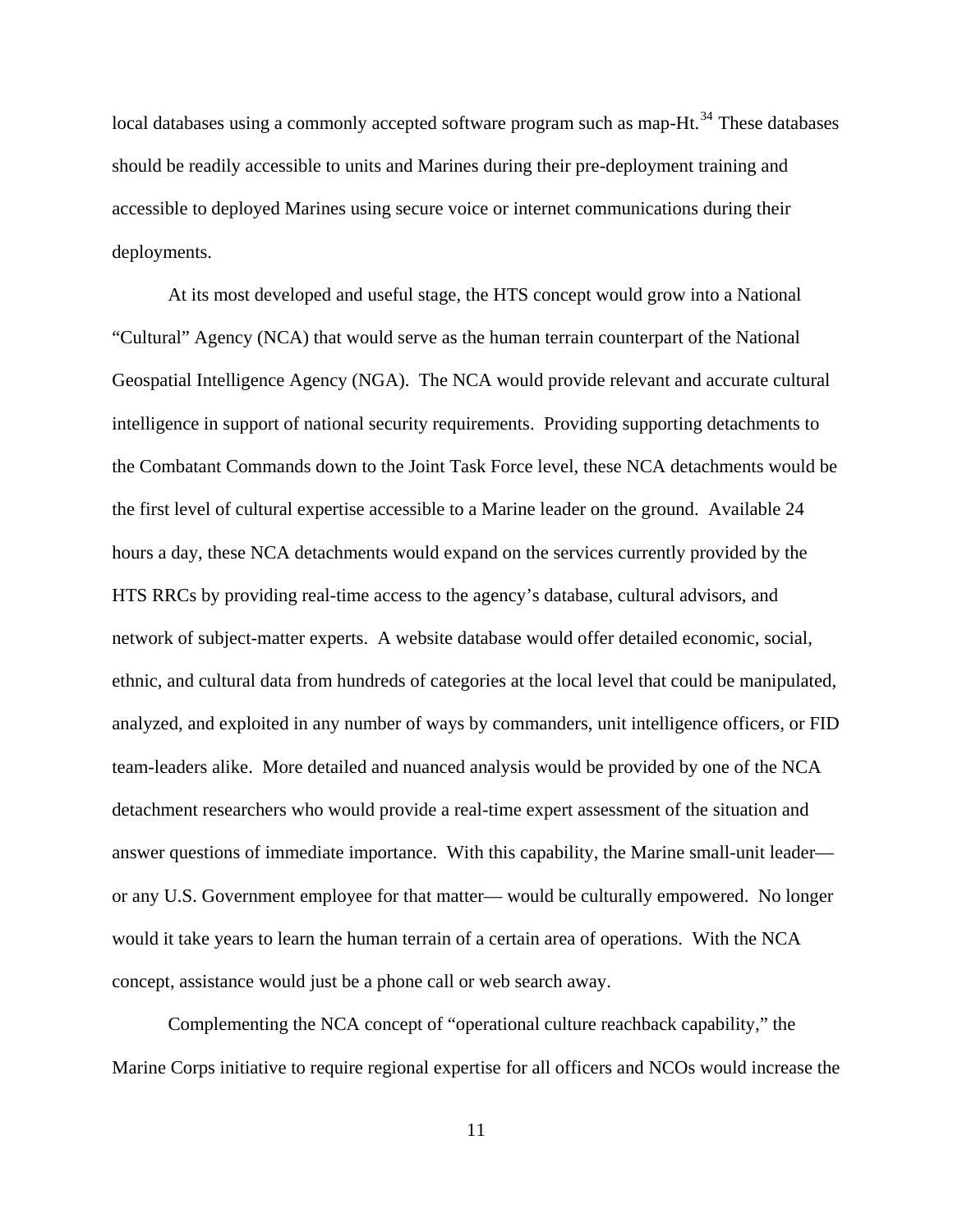local databases using a commonly accepted software program such as map-Ht.[34] These databases should be readily accessible to units and Marines during their pre-deployment training and accessible to deployed Marines using secure voice or internet communications during their deployments.

At its most developed and useful stage, the HTS concept would grow into a National "Cultural" Agency (NCA) that would serve as the human terrain counterpart of the National Geospatial Intelligence Agency (NGA). The NCA would provide relevant and accurate cultural intelligence in support of national security requirements. Providing supporting detachments to the Combatant Commands down to the Joint Task Force level, these NCA detachments would be the first level of cultural expertise accessible to a Marine leader on the ground. Available 24 hours a day, these NCA detachments would expand on the services currently provided by the HTS RRCs by providing real-time access to the agency's database, cultural advisors, and network of subject-matter experts. A website database would offer detailed economic, social, ethnic, and cultural data from hundreds of categories at the local level that could be manipulated, analyzed, and exploited in any number of ways by commanders, unit intelligence officers, or FID team-leaders alike. More detailed and nuanced analysis would be provided by one of the NCA detachment researchers who would provide a real-time expert assessment of the situation and answer questions of immediate importance. With this capability, the Marine small-unit leader— or any U.S. Government employee for that matter— would be culturally empowered. No longer would it take years to learn the human terrain of a certain area of operations. With the NCA concept, assistance would just be a phone call or web search away.

Complementing the NCA concept of "operational culture reachback capability," the Marine Corps initiative to require regional expertise for all officers and NCOs would increase the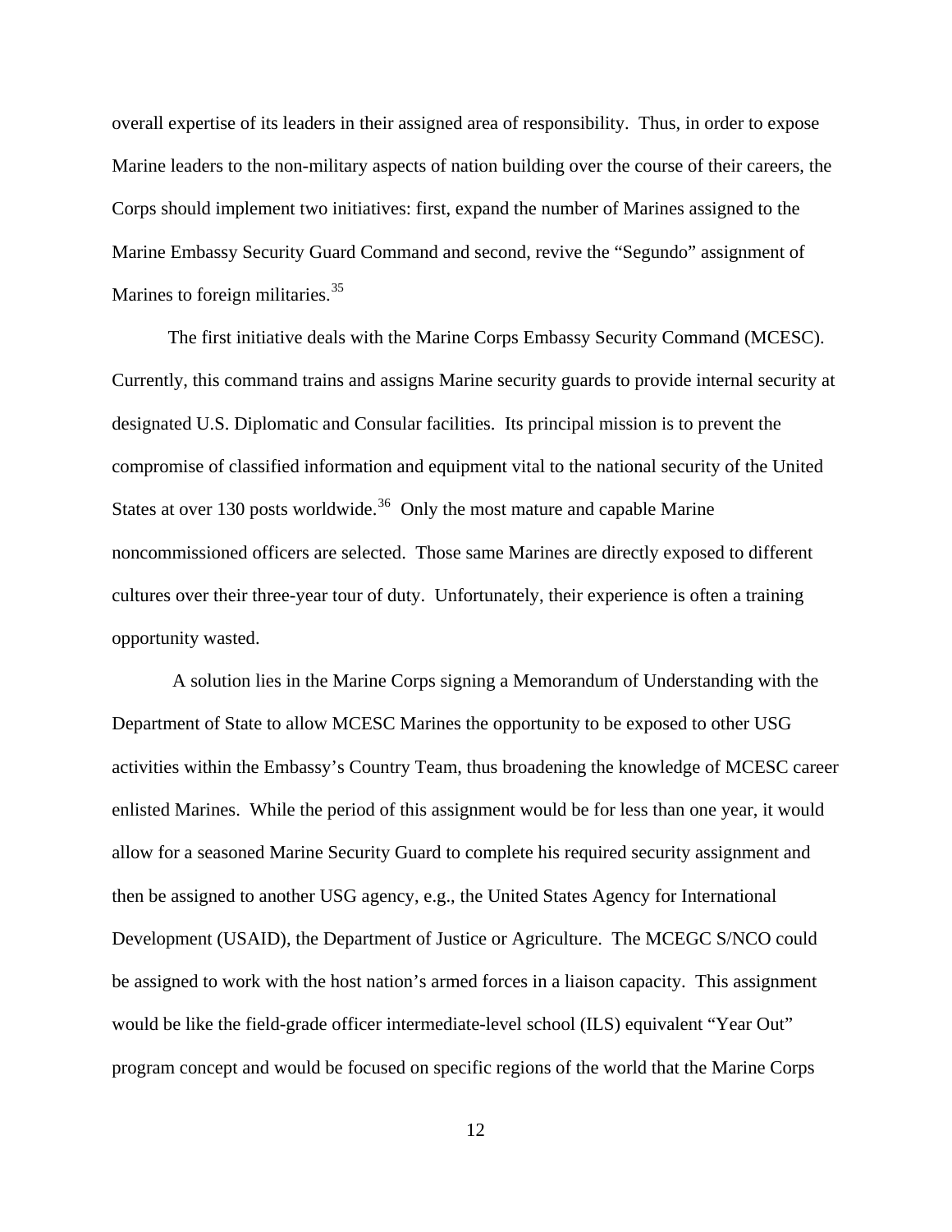overall expertise of its leaders in their assigned area of responsibility. Thus, in order to expose Marine leaders to the non-military aspects of nation building over the course of their careers, the Corps should implement two initiatives: first, expand the number of Marines assigned to the Marine Embassy Security Guard Command and second, revive the "Segundo" assignment of Marines to foreign militaries.[35]

The first initiative deals with the Marine Corps Embassy Security Command (MCESC). Currently, this command trains and assigns Marine security guards to provide internal security at designated U.S. Diplomatic and Consular facilities. Its principal mission is to prevent the compromise of classified information and equipment vital to the national security of the United States at over 130 posts worldwide.[36] Only the most mature and capable Marine noncommissioned officers are selected. Those same Marines are directly exposed to different cultures over their three-year tour of duty. Unfortunately, their experience is often a training opportunity wasted.

A solution lies in the Marine Corps signing a Memorandum of Understanding with the Department of State to allow MCESC Marines the opportunity to be exposed to other USG activities within the Embassy's Country Team, thus broadening the knowledge of MCESC career enlisted Marines. While the period of this assignment would be for less than one year, it would allow for a seasoned Marine Security Guard to complete his required security assignment and then be assigned to another USG agency, e.g., the United States Agency for International Development (USAID), the Department of Justice or Agriculture. The MCEGC S/NCO could be assigned to work with the host nation's armed forces in a liaison capacity. This assignment would be like the field-grade officer intermediate-level school (ILS) equivalent "Year Out" program concept and would be focused on specific regions of the world that the Marine Corps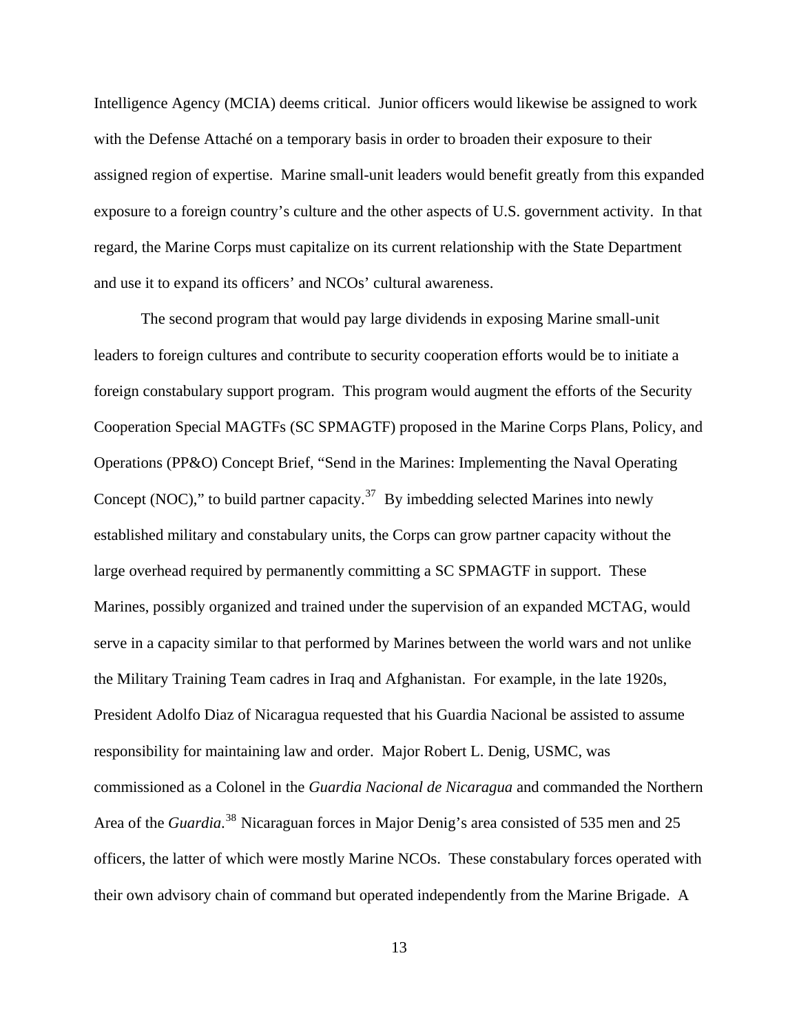Intelligence Agency (MCIA) deems critical. Junior officers would likewise be assigned to work with the Defense Attaché on a temporary basis in order to broaden their exposure to their assigned region of expertise. Marine small-unit leaders would benefit greatly from this expanded exposure to a foreign country's culture and the other aspects of U.S. government activity. In that regard, the Marine Corps must capitalize on its current relationship with the State Department and use it to expand its officers' and NCOs' cultural awareness.

The second program that would pay large dividends in exposing Marine small-unit leaders to foreign cultures and contribute to security cooperation efforts would be to initiate a foreign constabulary support program. This program would augment the efforts of the Security Cooperation Special MAGTFs (SC SPMAGTF) proposed in the Marine Corps Plans, Policy, and Operations (PP&O) Concept Brief, "Send in the Marines: Implementing the Naval Operating Concept (NOC)," to build partner capacity.[37] By imbedding selected Marines into newly established military and constabulary units, the Corps can grow partner capacity without the large overhead required by permanently committing a SC SPMAGTF in support. These Marines, possibly organized and trained under the supervision of an expanded MCTAG, would serve in a capacity similar to that performed by Marines between the world wars and not unlike the Military Training Team cadres in Iraq and Afghanistan. For example, in the late 1920s, President Adolfo Diaz of Nicaragua requested that his Guardia Nacional be assisted to assume responsibility for maintaining law and order. Major Robert L. Denig, USMC, was commissioned as a Colonel in the *Guardia Nacional de Nicaragua* and commanded the Northern Area of the *Guardia*.[38] Nicaraguan forces in Major Denig's area consisted of 535 men and 25 officers, the latter of which were mostly Marine NCOs. These constabulary forces operated with their own advisory chain of command but operated independently from the Marine Brigade. A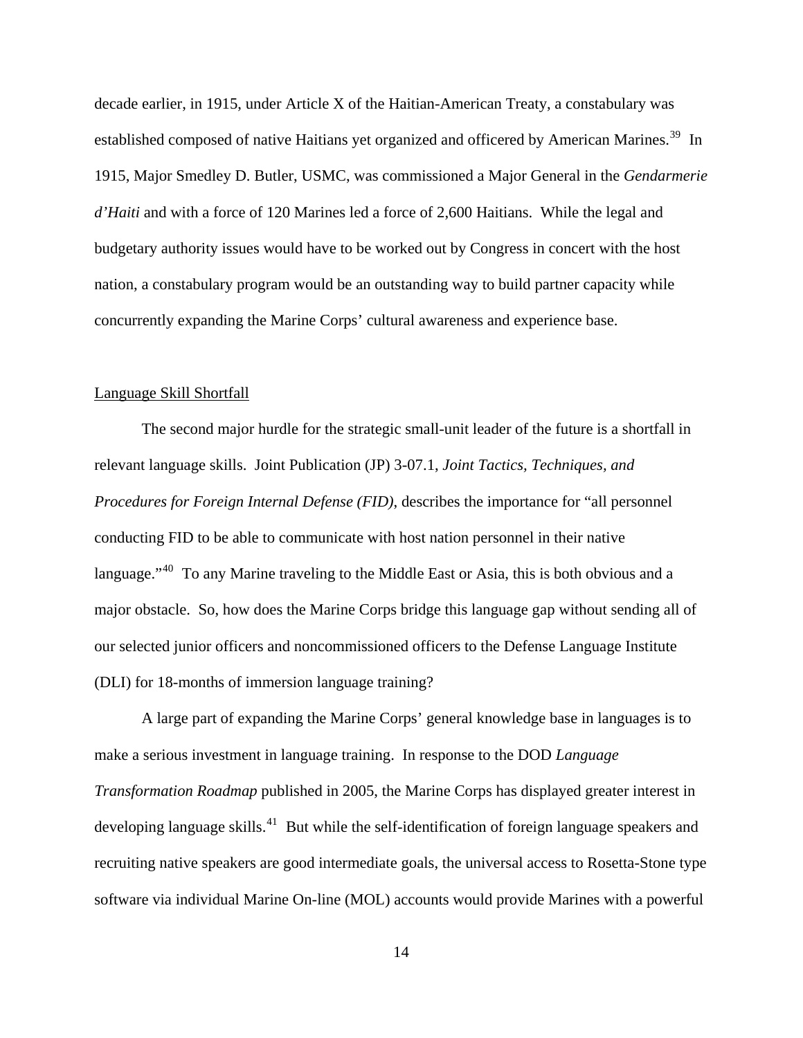decade earlier, in 1915, under Article X of the Haitian-American Treaty, a constabulary was established composed of native Haitians yet organized and officered by American Marines.[39] In 1915, Major Smedley D. Butler, USMC, was commissioned a Major General in the *Gendarmerie d'Haiti* and with a force of 120 Marines led a force of 2,600 Haitians. While the legal and budgetary authority issues would have to be worked out by Congress in concert with the host nation, a constabulary program would be an outstanding way to build partner capacity while concurrently expanding the Marine Corps' cultural awareness and experience base.

## Language Skill Shortfall

The second major hurdle for the strategic small-unit leader of the future is a shortfall in relevant language skills. Joint Publication (JP) 3-07.1, *Joint Tactics, Techniques, and Procedures for Foreign Internal Defense (FID)*, describes the importance for "all personnel conducting FID to be able to communicate with host nation personnel in their native language."[40] To any Marine traveling to the Middle East or Asia, this is both obvious and a major obstacle. So, how does the Marine Corps bridge this language gap without sending all of our selected junior officers and noncommissioned officers to the Defense Language Institute (DLI) for 18-months of immersion language training?

A large part of expanding the Marine Corps' general knowledge base in languages is to make a serious investment in language training. In response to the DOD *Language Transformation Roadmap* published in 2005, the Marine Corps has displayed greater interest in developing language skills.[41] But while the self-identification of foreign language speakers and recruiting native speakers are good intermediate goals, the universal access to Rosetta-Stone type software via individual Marine On-line (MOL) accounts would provide Marines with a powerful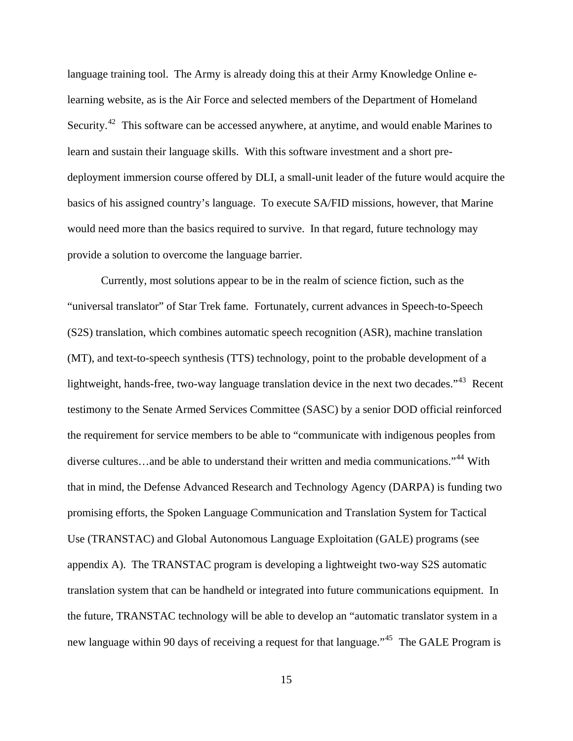language training tool. The Army is already doing this at their Army Knowledge Online e-learning website, as is the Air Force and selected members of the Department of Homeland Security.[42] This software can be accessed anywhere, at anytime, and would enable Marines to learn and sustain their language skills. With this software investment and a short pre-deployment immersion course offered by DLI, a small-unit leader of the future would acquire the basics of his assigned country's language. To execute SA/FID missions, however, that Marine would need more than the basics required to survive. In that regard, future technology may provide a solution to overcome the language barrier.

Currently, most solutions appear to be in the realm of science fiction, such as the "universal translator" of Star Trek fame. Fortunately, current advances in Speech-to-Speech (S2S) translation, which combines automatic speech recognition (ASR), machine translation (MT), and text-to-speech synthesis (TTS) technology, point to the probable development of a lightweight, hands-free, two-way language translation device in the next two decades."[43] Recent testimony to the Senate Armed Services Committee (SASC) by a senior DOD official reinforced the requirement for service members to be able to "communicate with indigenous peoples from diverse cultures…and be able to understand their written and media communications."[44] With that in mind, the Defense Advanced Research and Technology Agency (DARPA) is funding two promising efforts, the Spoken Language Communication and Translation System for Tactical Use (TRANSTAC) and Global Autonomous Language Exploitation (GALE) programs (see appendix A). The TRANSTAC program is developing a lightweight two-way S2S automatic translation system that can be handheld or integrated into future communications equipment. In the future, TRANSTAC technology will be able to develop an "automatic translator system in a new language within 90 days of receiving a request for that language."[45] The GALE Program is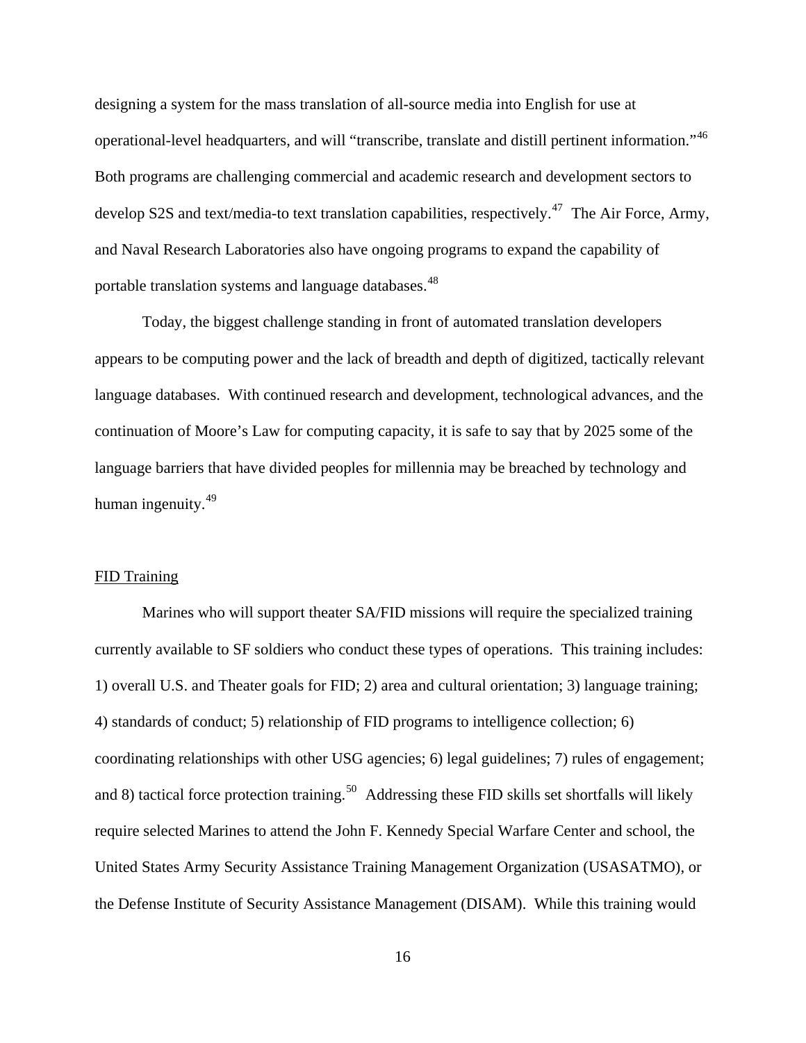designing a system for the mass translation of all-source media into English for use at operational-level headquarters, and will "transcribe, translate and distill pertinent information."[46] Both programs are challenging commercial and academic research and development sectors to develop S2S and text/media-to text translation capabilities, respectively.[47] The Air Force, Army, and Naval Research Laboratories also have ongoing programs to expand the capability of portable translation systems and language databases.[48]

Today, the biggest challenge standing in front of automated translation developers appears to be computing power and the lack of breadth and depth of digitized, tactically relevant language databases. With continued research and development, technological advances, and the continuation of Moore's Law for computing capacity, it is safe to say that by 2025 some of the language barriers that have divided peoples for millennia may be breached by technology and human ingenuity.[49]

FID Training

Marines who will support theater SA/FID missions will require the specialized training currently available to SF soldiers who conduct these types of operations. This training includes: 1) overall U.S. and Theater goals for FID; 2) area and cultural orientation; 3) language training; 4) standards of conduct; 5) relationship of FID programs to intelligence collection; 6) coordinating relationships with other USG agencies; 6) legal guidelines; 7) rules of engagement; and 8) tactical force protection training.[50] Addressing these FID skills set shortfalls will likely require selected Marines to attend the John F. Kennedy Special Warfare Center and school, the United States Army Security Assistance Training Management Organization (USASATMO), or the Defense Institute of Security Assistance Management (DISAM). While this training would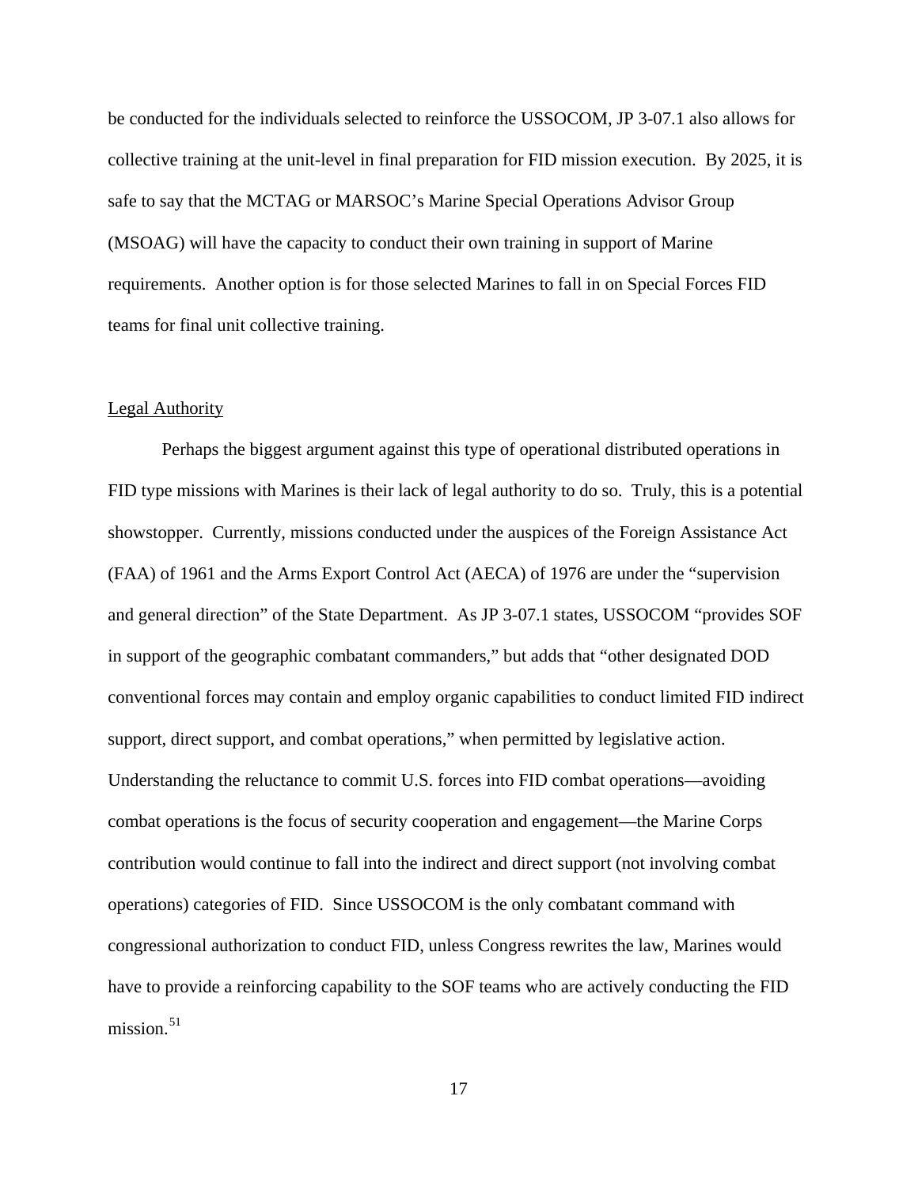be conducted for the individuals selected to reinforce the USSOCOM, JP 3-07.1 also allows for collective training at the unit-level in final preparation for FID mission execution. By 2025, it is safe to say that the MCTAG or MARSOC's Marine Special Operations Advisor Group (MSOAG) will have the capacity to conduct their own training in support of Marine requirements. Another option is for those selected Marines to fall in on Special Forces FID teams for final unit collective training.

## Legal Authority

Perhaps the biggest argument against this type of operational distributed operations in FID type missions with Marines is their lack of legal authority to do so. Truly, this is a potential showstopper. Currently, missions conducted under the auspices of the Foreign Assistance Act (FAA) of 1961 and the Arms Export Control Act (AECA) of 1976 are under the "supervision and general direction" of the State Department. As JP 3-07.1 states, USSOCOM "provides SOF in support of the geographic combatant commanders," but adds that "other designated DOD conventional forces may contain and employ organic capabilities to conduct limited FID indirect support, direct support, and combat operations," when permitted by legislative action. Understanding the reluctance to commit U.S. forces into FID combat operations—avoiding combat operations is the focus of security cooperation and engagement—the Marine Corps contribution would continue to fall into the indirect and direct support (not involving combat operations) categories of FID. Since USSOCOM is the only combatant command with congressional authorization to conduct FID, unless Congress rewrites the law, Marines would have to provide a reinforcing capability to the SOF teams who are actively conducting the FID mission.[51]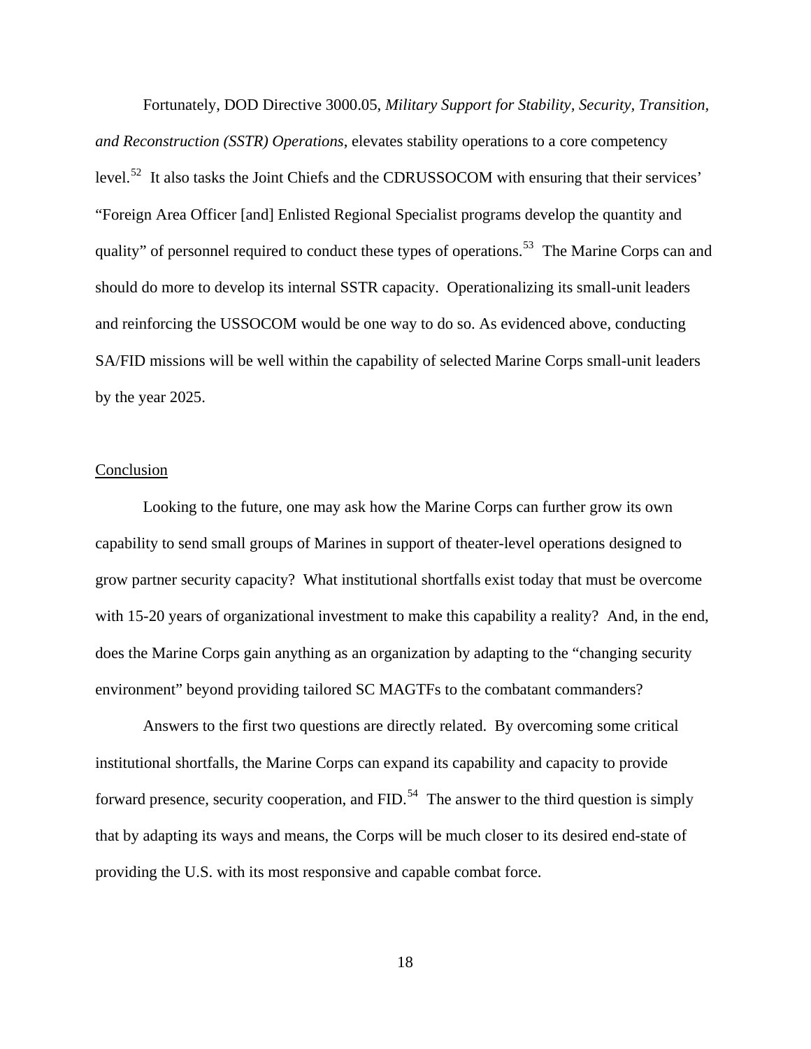Fortunately, DOD Directive 3000.05, *Military Support for Stability, Security, Transition, and Reconstruction (SSTR) Operations*, elevates stability operations to a core competency level.[52] It also tasks the Joint Chiefs and the CDRUSSOCOM with ensuring that their services' "Foreign Area Officer [and] Enlisted Regional Specialist programs develop the quantity and quality" of personnel required to conduct these types of operations.[53] The Marine Corps can and should do more to develop its internal SSTR capacity. Operationalizing its small-unit leaders and reinforcing the USSOCOM would be one way to do so. As evidenced above, conducting SA/FID missions will be well within the capability of selected Marine Corps small-unit leaders by the year 2025.

## Conclusion

Looking to the future, one may ask how the Marine Corps can further grow its own capability to send small groups of Marines in support of theater-level operations designed to grow partner security capacity? What institutional shortfalls exist today that must be overcome with 15-20 years of organizational investment to make this capability a reality? And, in the end, does the Marine Corps gain anything as an organization by adapting to the "changing security environment" beyond providing tailored SC MAGTFs to the combatant commanders?

Answers to the first two questions are directly related. By overcoming some critical institutional shortfalls, the Marine Corps can expand its capability and capacity to provide forward presence, security cooperation, and FID.[54] The answer to the third question is simply that by adapting its ways and means, the Corps will be much closer to its desired end-state of providing the U.S. with its most responsive and capable combat force.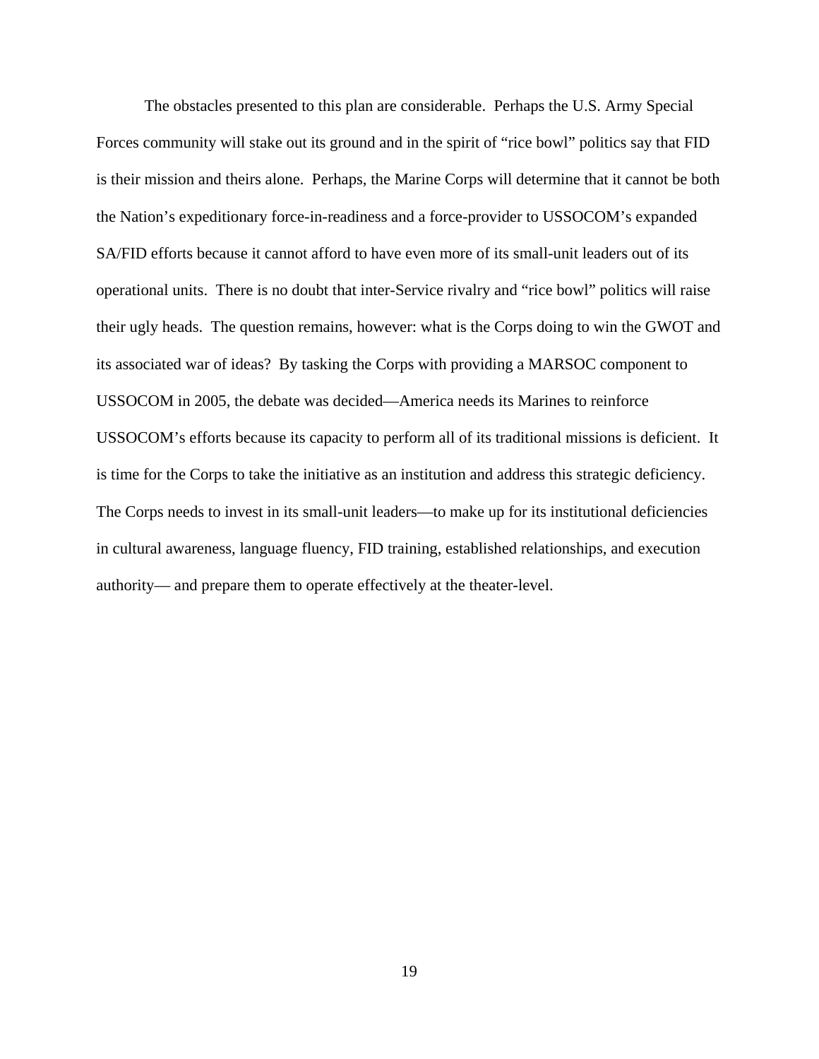The obstacles presented to this plan are considerable. Perhaps the U.S. Army Special Forces community will stake out its ground and in the spirit of "rice bowl" politics say that FID is their mission and theirs alone. Perhaps, the Marine Corps will determine that it cannot be both the Nation's expeditionary force-in-readiness and a force-provider to USSOCOM's expanded SA/FID efforts because it cannot afford to have even more of its small-unit leaders out of its operational units. There is no doubt that inter-Service rivalry and "rice bowl" politics will raise their ugly heads. The question remains, however: what is the Corps doing to win the GWOT and its associated war of ideas? By tasking the Corps with providing a MARSOC component to USSOCOM in 2005, the debate was decided—America needs its Marines to reinforce USSOCOM's efforts because its capacity to perform all of its traditional missions is deficient. It is time for the Corps to take the initiative as an institution and address this strategic deficiency. The Corps needs to invest in its small-unit leaders—to make up for its institutional deficiencies in cultural awareness, language fluency, FID training, established relationships, and execution authority— and prepare them to operate effectively at the theater-level.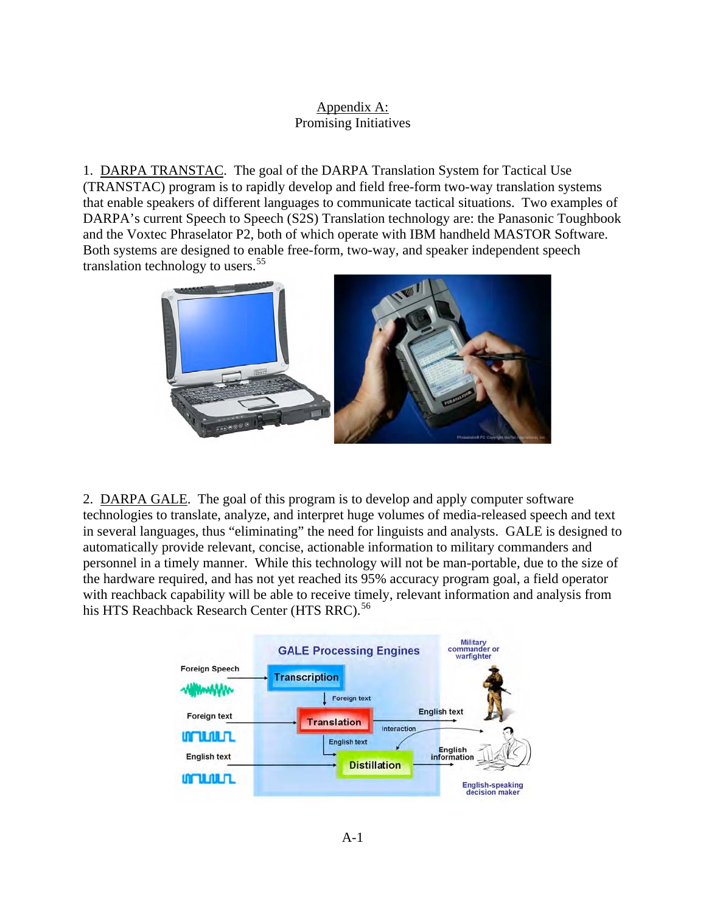<u>Appendix A:</u>
Promising Initiatives

1. <u>DARPA TRANSTAC</u>. The goal of the DARPA Translation System for Tactical Use (TRANSTAC) program is to rapidly develop and field free-form two-way translation systems that enable speakers of different languages to communicate tactical situations. Two examples of DARPA's current Speech to Speech (S2S) Translation technology are: the Panasonic Toughbook and the Voxtec Phraselator P2, both of which operate with IBM handheld MASTOR Software. Both systems are designed to enable free-form, two-way, and speaker independent speech translation technology to users.[55]

2. <u>DARPA GALE</u>. The goal of this program is to develop and apply computer software technologies to translate, analyze, and interpret huge volumes of media-released speech and text in several languages, thus "eliminating" the need for linguists and analysts. GALE is designed to automatically provide relevant, concise, actionable information to military commanders and personnel in a timely manner. While this technology will not be man-portable, due to the size of the hardware required, and has not yet reached its 95% accuracy program goal, a field operator with reachback capability will be able to receive timely, relevant information and analysis from his HTS Reachback Research Center (HTS RRC).[56]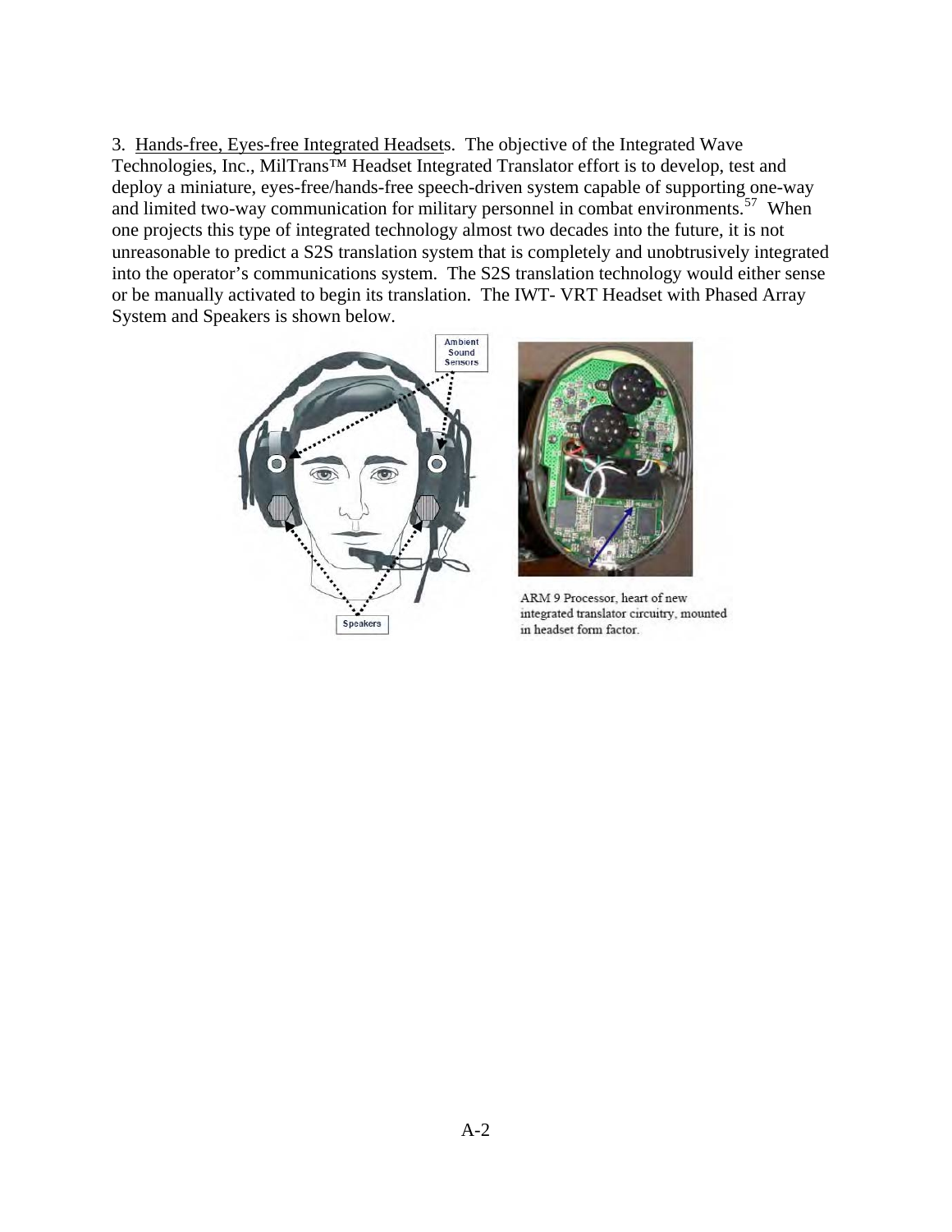3. Hands-free, Eyes-free Integrated Headsets. The objective of the Integrated Wave Technologies, Inc., MilTrans™ Headset Integrated Translator effort is to develop, test and deploy a miniature, eyes-free/hands-free speech-driven system capable of supporting one-way and limited two-way communication for military personnel in combat environments.[57] When one projects this type of integrated technology almost two decades into the future, it is not unreasonable to predict a S2S translation system that is completely and unobtrusively integrated into the operator's communications system. The S2S translation technology would either sense or be manually activated to begin its translation. The IWT- VRT Headset with Phased Array System and Speakers is shown below.

Ambient Sound Sensors

Speakers

ARM 9 Processor, heart of new integrated translator circuitry, mounted in headset form factor.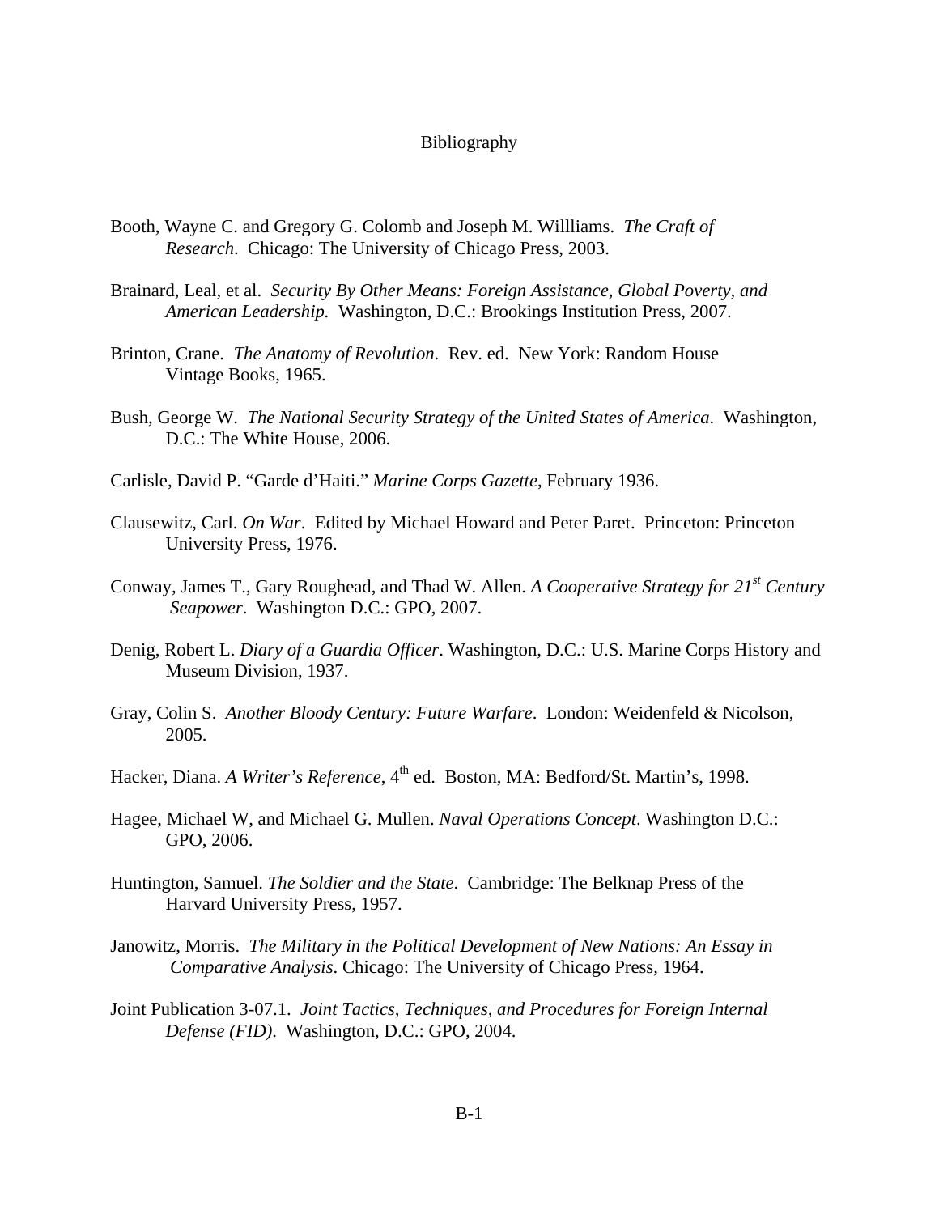## Bibliography

Booth, Wayne C. and Gregory G. Colomb and Joseph M. Willliams. *The Craft of Research*. Chicago: The University of Chicago Press, 2003.

Brainard, Leal, et al. *Security By Other Means: Foreign Assistance, Global Poverty, and American Leadership*. Washington, D.C.: Brookings Institution Press, 2007.

Brinton, Crane. *The Anatomy of Revolution*. Rev. ed. New York: Random House Vintage Books, 1965.

Bush, George W. *The National Security Strategy of the United States of America*. Washington, D.C.: The White House, 2006.

Carlisle, David P. "Garde d'Haiti." *Marine Corps Gazette*, February 1936.

Clausewitz, Carl. *On War*. Edited by Michael Howard and Peter Paret. Princeton: Princeton University Press, 1976.

Conway, James T., Gary Roughead, and Thad W. Allen. *A Cooperative Strategy for 21st Century Seapower*. Washington D.C.: GPO, 2007.

Denig, Robert L. *Diary of a Guardia Officer*. Washington, D.C.: U.S. Marine Corps History and Museum Division, 1937.

Gray, Colin S. *Another Bloody Century: Future Warfare*. London: Weidenfeld & Nicolson, 2005.

Hacker, Diana. *A Writer's Reference*, 4th ed. Boston, MA: Bedford/St. Martin's, 1998.

Hagee, Michael W, and Michael G. Mullen. *Naval Operations Concept*. Washington D.C.: GPO, 2006.

Huntington, Samuel. *The Soldier and the State*. Cambridge: The Belknap Press of the Harvard University Press, 1957.

Janowitz, Morris. *The Military in the Political Development of New Nations: An Essay in Comparative Analysis*. Chicago: The University of Chicago Press, 1964.

Joint Publication 3-07.1. *Joint Tactics, Techniques, and Procedures for Foreign Internal Defense (FID)*. Washington, D.C.: GPO, 2004.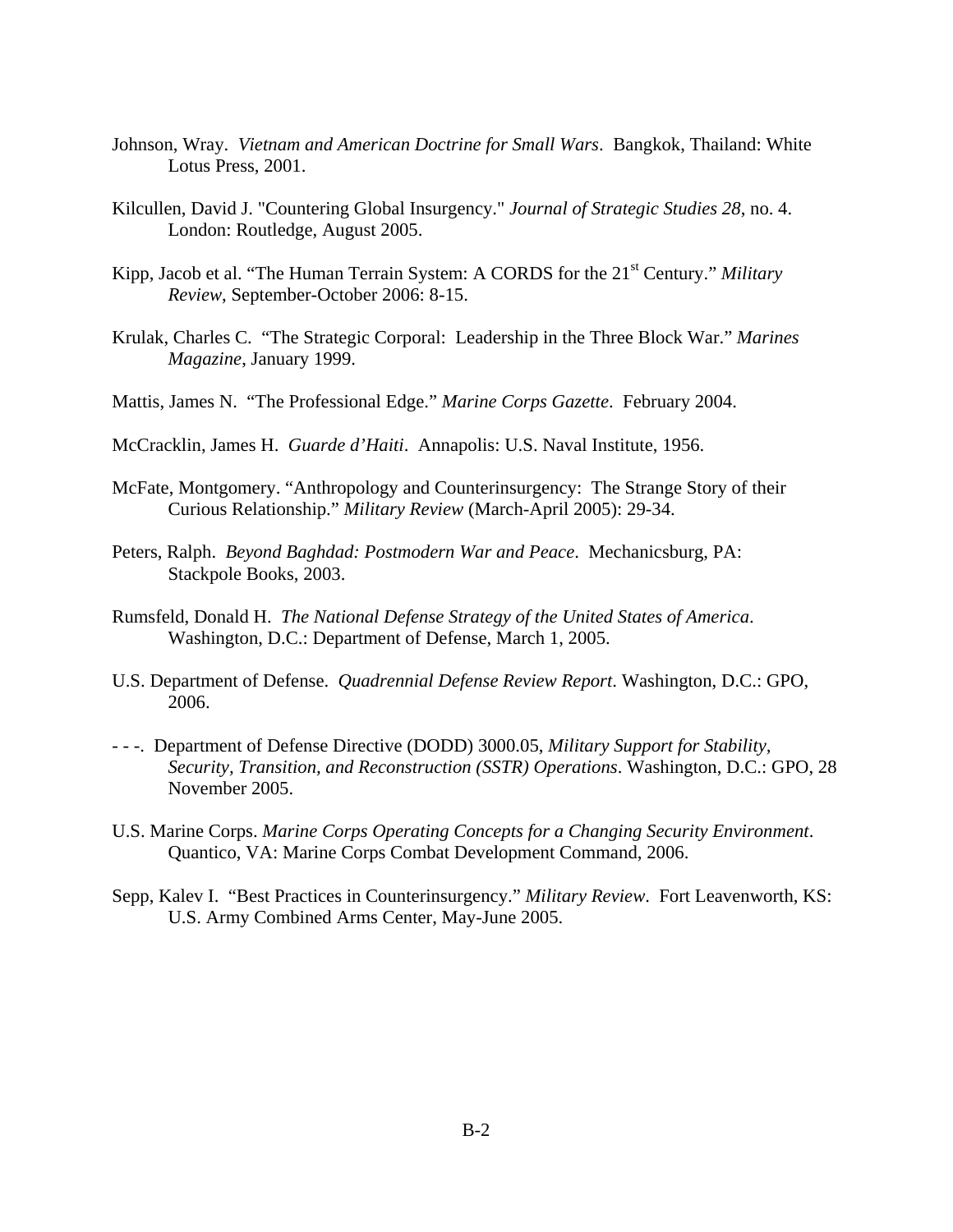Johnson, Wray. *Vietnam and American Doctrine for Small Wars*. Bangkok, Thailand: White Lotus Press, 2001.

Kilcullen, David J. "Countering Global Insurgency." *Journal of Strategic Studies 28*, no. 4. London: Routledge, August 2005.

Kipp, Jacob et al. "The Human Terrain System: A CORDS for the 21st Century." *Military Review*, September-October 2006: 8-15.

Krulak, Charles C. "The Strategic Corporal: Leadership in the Three Block War." *Marines Magazine*, January 1999.

Mattis, James N. "The Professional Edge." *Marine Corps Gazette*. February 2004.

McCracklin, James H. *Guarde d'Haiti*. Annapolis: U.S. Naval Institute, 1956.

McFate, Montgomery. "Anthropology and Counterinsurgency: The Strange Story of their Curious Relationship." *Military Review* (March-April 2005): 29-34.

Peters, Ralph. *Beyond Baghdad: Postmodern War and Peace*. Mechanicsburg, PA: Stackpole Books, 2003.

Rumsfeld, Donald H. *The National Defense Strategy of the United States of America*. Washington, D.C.: Department of Defense, March 1, 2005.

U.S. Department of Defense. *Quadrennial Defense Review Report*. Washington, D.C.: GPO, 2006.

- - -. Department of Defense Directive (DODD) 3000.05, *Military Support for Stability, Security, Transition, and Reconstruction (SSTR) Operations*. Washington, D.C.: GPO, 28 November 2005.

U.S. Marine Corps. *Marine Corps Operating Concepts for a Changing Security Environment*. Quantico, VA: Marine Corps Combat Development Command, 2006.

Sepp, Kalev I. "Best Practices in Counterinsurgency." *Military Review*. Fort Leavenworth, KS: U.S. Army Combined Arms Center, May-June 2005.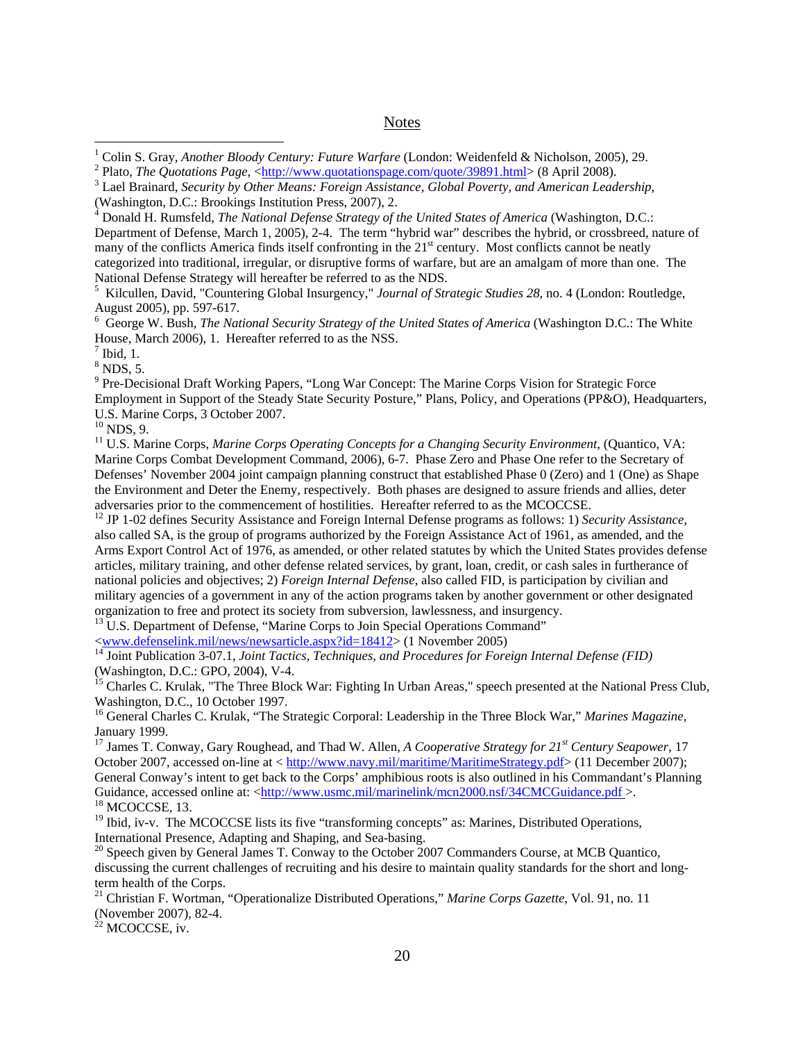## Notes

[1] Colin S. Gray, *Another Bloody Century: Future Warfare* (London: Weidenfeld & Nicholson, 2005), 29.

[2] Plato, *The Quotations Page*, <http://www.quotationspage.com/quote/39891.html> (8 April 2008).

[3] Lael Brainard, *Security by Other Means: Foreign Assistance, Global Poverty, and American Leadership*, (Washington, D.C.: Brookings Institution Press, 2007), 2.

[4] Donald H. Rumsfeld, *The National Defense Strategy of the United States of America* (Washington, D.C.: Department of Defense, March 1, 2005), 2-4. The term "hybrid war" describes the hybrid, or crossbreed, nature of many of the conflicts America finds itself confronting in the 21st century. Most conflicts cannot be neatly categorized into traditional, irregular, or disruptive forms of warfare, but are an amalgam of more than one. The National Defense Strategy will hereafter be referred to as the NDS.

[5] Kilcullen, David, "Countering Global Insurgency," *Journal of Strategic Studies 28*, no. 4 (London: Routledge, August 2005), pp. 597-617.

[6] George W. Bush, *The National Security Strategy of the United States of America* (Washington D.C.: The White House, March 2006), 1. Hereafter referred to as the NSS.

[7] Ibid, 1.

[8] NDS, 5.

[9] Pre-Decisional Draft Working Papers, "Long War Concept: The Marine Corps Vision for Strategic Force Employment in Support of the Steady State Security Posture," Plans, Policy, and Operations (PP&O), Headquarters, U.S. Marine Corps, 3 October 2007.

[10] NDS, 9.

[11] U.S. Marine Corps, *Marine Corps Operating Concepts for a Changing Security Environment*, (Quantico, VA: Marine Corps Combat Development Command, 2006), 6-7. Phase Zero and Phase One refer to the Secretary of Defenses' November 2004 joint campaign planning construct that established Phase 0 (Zero) and 1 (One) as Shape the Environment and Deter the Enemy, respectively. Both phases are designed to assure friends and allies, deter adversaries prior to the commencement of hostilities. Hereafter referred to as the MCOCCSE.

[12] JP 1-02 defines Security Assistance and Foreign Internal Defense programs as follows: 1) *Security Assistance*, also called SA, is the group of programs authorized by the Foreign Assistance Act of 1961, as amended, and the Arms Export Control Act of 1976, as amended, or other related statutes by which the United States provides defense articles, military training, and other defense related services, by grant, loan, credit, or cash sales in furtherance of national policies and objectives; 2) *Foreign Internal Defense*, also called FID, is participation by civilian and military agencies of a government in any of the action programs taken by another government or other designated organization to free and protect its society from subversion, lawlessness, and insurgency.

[13] U.S. Department of Defense, "Marine Corps to Join Special Operations Command" <www.defenselink.mil/news/newsarticle.aspx?id=18412> (1 November 2005)

[14] Joint Publication 3-07.1, *Joint Tactics, Techniques, and Procedures for Foreign Internal Defense (FID)* (Washington, D.C.: GPO, 2004), V-4.

[15] Charles C. Krulak, "The Three Block War: Fighting In Urban Areas," speech presented at the National Press Club, Washington, D.C., 10 October 1997.

[16] General Charles C. Krulak, "The Strategic Corporal: Leadership in the Three Block War," *Marines Magazine*, January 1999.

[17] James T. Conway, Gary Roughead, and Thad W. Allen, *A Cooperative Strategy for 21st Century Seapower*, 17 October 2007, accessed on-line at < http://www.navy.mil/maritime/MaritimeStrategy.pdf> (11 December 2007); General Conway's intent to get back to the Corps' amphibious roots is also outlined in his Commandant's Planning Guidance, accessed online at: <http://www.usmc.mil/marinelink/mcn2000.nsf/34CMCGuidance.pdf >.

[18] MCOCCSE, 13.

[19] Ibid, iv-v. The MCOCCSE lists its five "transforming concepts" as: Marines, Distributed Operations, International Presence, Adapting and Shaping, and Sea-basing.

[20] Speech given by General James T. Conway to the October 2007 Commanders Course, at MCB Quantico, discussing the current challenges of recruiting and his desire to maintain quality standards for the short and long-term health of the Corps.

[21] Christian F. Wortman, "Operationalize Distributed Operations," *Marine Corps Gazette*, Vol. 91, no. 11 (November 2007), 82-4.

[22] MCOCCSE, iv.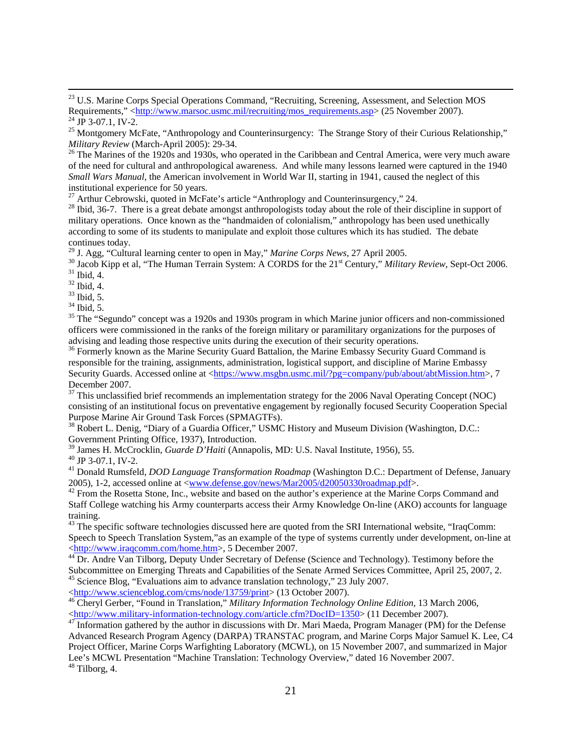[23] U.S. Marine Corps Special Operations Command, "Recruiting, Screening, Assessment, and Selection MOS Requirements," <http://www.marsoc.usmc.mil/recruiting/mos_requirements.asp> (25 November 2007).

[24] JP 3-07.1, IV-2.

[25] Montgomery McFate, "Anthropology and Counterinsurgency: The Strange Story of their Curious Relationship," *Military Review* (March-April 2005): 29-34.

[26] The Marines of the 1920s and 1930s, who operated in the Caribbean and Central America, were very much aware of the need for cultural and anthropological awareness. And while many lessons learned were captured in the 1940 *Small Wars Manual*, the American involvement in World War II, starting in 1941, caused the neglect of this institutional experience for 50 years.

[27] Arthur Cebrowski, quoted in McFate's article "Anthroplogy and Counterinsurgency," 24.

[28] Ibid, 36-7. There is a great debate amongst anthropologists today about the role of their discipline in support of military operations. Once known as the "handmaiden of colonialism," anthropology has been used unethically according to some of its students to manipulate and exploit those cultures which its has studied. The debate continues today.

[29] J. Agg, "Cultural learning center to open in May," *Marine Corps News*, 27 April 2005.

[30] Jacob Kipp et al, "The Human Terrain System: A CORDS for the 21st Century," *Military Review*, Sept-Oct 2006.

[31] Ibid, 4.

[32] Ibid, 4.

[33] Ibid, 5.

[34] Ibid, 5.

[35] The "Segundo" concept was a 1920s and 1930s program in which Marine junior officers and non-commissioned officers were commissioned in the ranks of the foreign military or paramilitary organizations for the purposes of advising and leading those respective units during the execution of their security operations.

[36] Formerly known as the Marine Security Guard Battalion, the Marine Embassy Security Guard Command is responsible for the training, assignments, administration, logistical support, and discipline of Marine Embassy Security Guards. Accessed online at <https://www.msgbn.usmc.mil/?pg=company/pub/about/abtMission.htm>, 7 December 2007.

[37] This unclassified brief recommends an implementation strategy for the 2006 Naval Operating Concept (NOC) consisting of an institutional focus on preventative engagement by regionally focused Security Cooperation Special Purpose Marine Air Ground Task Forces (SPMAGTFs).

[38] Robert L. Denig, "Diary of a Guardia Officer," USMC History and Museum Division (Washington, D.C.: Government Printing Office, 1937), Introduction.

[39] James H. McCrocklin, *Guarde D'Haiti* (Annapolis, MD: U.S. Naval Institute, 1956), 55.

[40] JP 3-07.1, IV-2.

[41] Donald Rumsfeld, *DOD Language Transformation Roadmap* (Washington D.C.: Department of Defense, January 2005), 1-2, accessed online at <www.defense.gov/news/Mar2005/d20050330roadmap.pdf>.

[42] From the Rosetta Stone, Inc., website and based on the author's experience at the Marine Corps Command and Staff College watching his Army counterparts access their Army Knowledge On-line (AKO) accounts for language training.

[43] The specific software technologies discussed here are quoted from the SRI International website, "IraqComm: Speech to Speech Translation System,"as an example of the type of systems currently under development, on-line at <http://www.iraqcomm.com/home.htm>, 5 December 2007.

[44] Dr. Andre Van Tilborg, Deputy Under Secretary of Defense (Science and Technology). Testimony before the Subcommittee on Emerging Threats and Capabilities of the Senate Armed Services Committee, April 25, 2007, 2.

[45] Science Blog, "Evaluations aim to advance translation technology," 23 July 2007. <http://www.scienceblog.com/cms/node/13759/print> (13 October 2007).

[46] Cheryl Gerber, "Found in Translation," *Military Information Technology Online Edition*, 13 March 2006, <http://www.military-information-technology.com/article.cfm?DocID=1350> (11 December 2007).

[47] Information gathered by the author in discussions with Dr. Mari Maeda, Program Manager (PM) for the Defense Advanced Research Program Agency (DARPA) TRANSTAC program, and Marine Corps Major Samuel K. Lee, C4 Project Officer, Marine Corps Warfighting Laboratory (MCWL), on 15 November 2007, and summarized in Major Lee's MCWL Presentation "Machine Translation: Technology Overview," dated 16 November 2007.

[48] Tilborg, 4.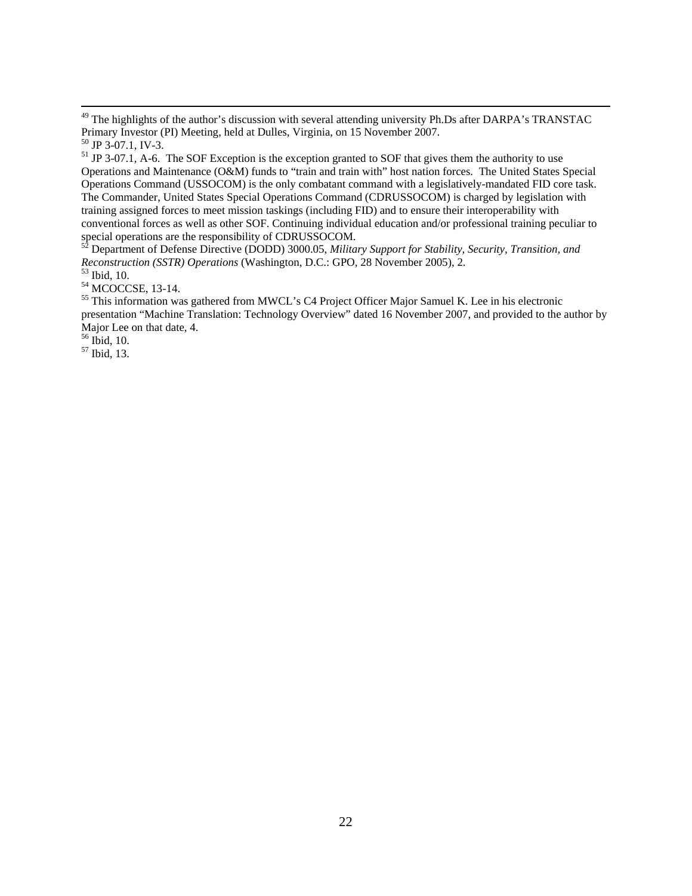[49] The highlights of the author's discussion with several attending university Ph.Ds after DARPA's TRANSTAC Primary Investor (PI) Meeting, held at Dulles, Virginia, on 15 November 2007.

[50] JP 3-07.1, IV-3.

[51] JP 3-07.1, A-6. The SOF Exception is the exception granted to SOF that gives them the authority to use Operations and Maintenance (O&M) funds to "train and train with" host nation forces. The United States Special Operations Command (USSOCOM) is the only combatant command with a legislatively-mandated FID core task. The Commander, United States Special Operations Command (CDRUSSOCOM) is charged by legislation with training assigned forces to meet mission taskings (including FID) and to ensure their interoperability with conventional forces as well as other SOF. Continuing individual education and/or professional training peculiar to special operations are the responsibility of CDRUSSOCOM.

[52] Department of Defense Directive (DODD) 3000.05, *Military Support for Stability, Security, Transition, and Reconstruction (SSTR) Operations* (Washington, D.C.: GPO, 28 November 2005), 2.

[53] Ibid, 10.

[54] MCOCCSE, 13-14.

[55] This information was gathered from MWCL's C4 Project Officer Major Samuel K. Lee in his electronic presentation "Machine Translation: Technology Overview" dated 16 November 2007, and provided to the author by Major Lee on that date, 4.

[56] Ibid, 10.

[57] Ibid, 13.